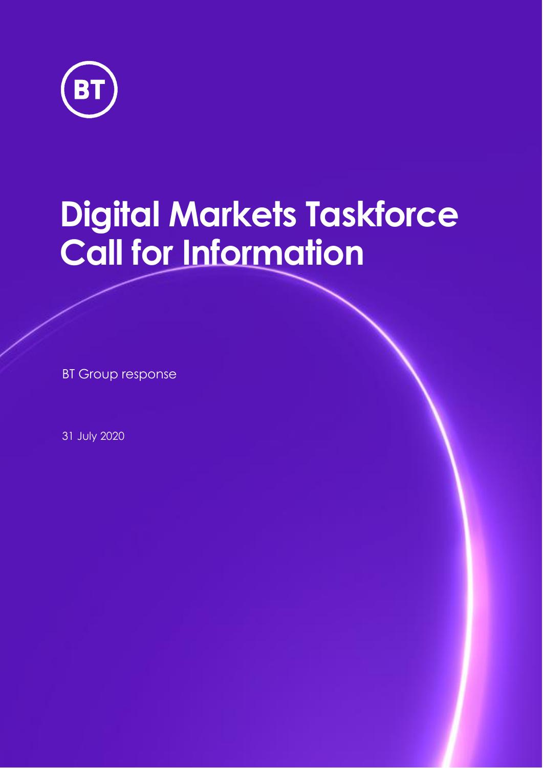BT

# Digital Markets Taskforce Call for Information

BT Group response

31 July 2020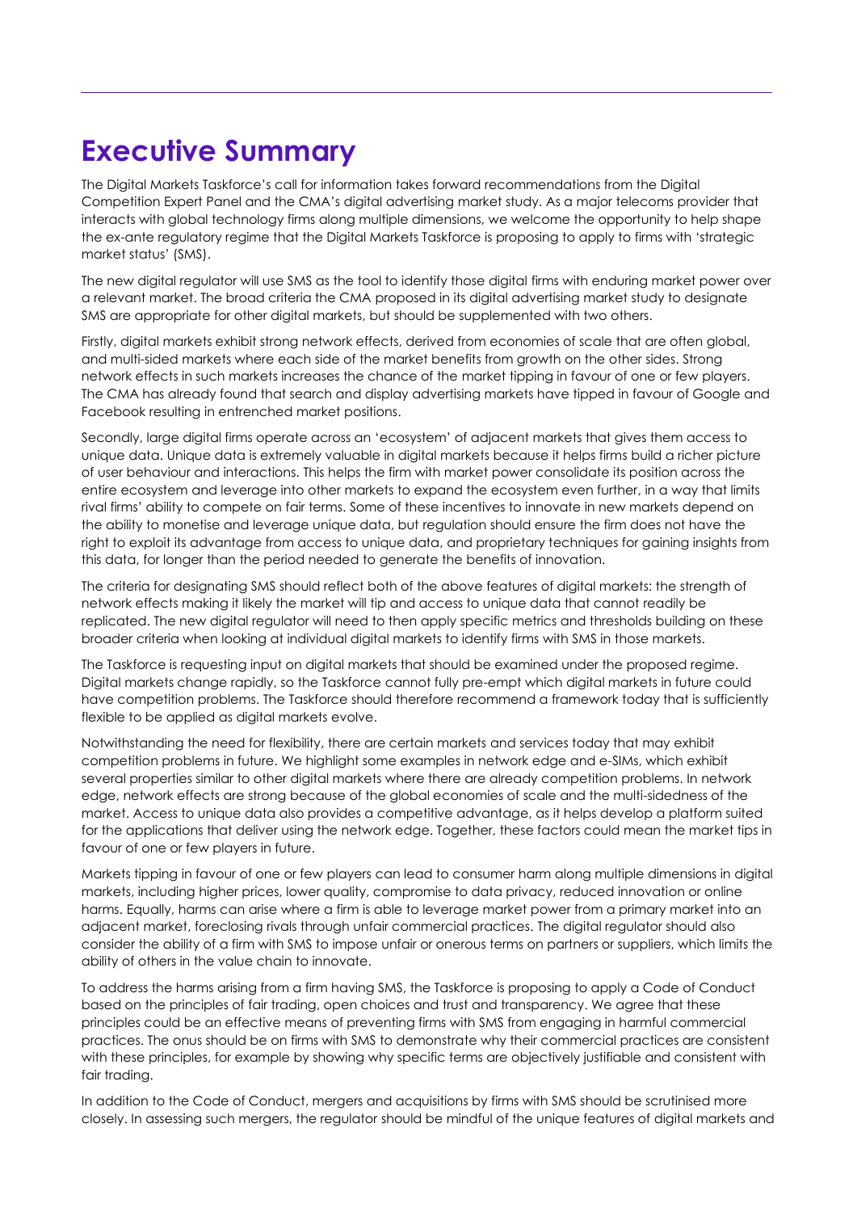# Executive Summary

The Digital Markets Taskforce's call for information takes forward recommendations from the Digital Competition Expert Panel and the CMA's digital advertising market study. As a major telecoms provider that interacts with global technology firms along multiple dimensions, we welcome the opportunity to help shape the ex-ante regulatory regime that the Digital Markets Taskforce is proposing to apply to firms with 'strategic market status' (SMS).

The new digital regulator will use SMS as the tool to identify those digital firms with enduring market power over a relevant market. The broad criteria the CMA proposed in its digital advertising market study to designate SMS are appropriate for other digital markets, but should be supplemented with two others.

Firstly, digital markets exhibit strong network effects, derived from economies of scale that are often global, and multi-sided markets where each side of the market benefits from growth on the other sides. Strong network effects in such markets increases the chance of the market tipping in favour of one or few players. The CMA has already found that search and display advertising markets have tipped in favour of Google and Facebook resulting in entrenched market positions.

Secondly, large digital firms operate across an 'ecosystem' of adjacent markets that gives them access to unique data. Unique data is extremely valuable in digital markets because it helps firms build a richer picture of user behaviour and interactions. This helps the firm with market power consolidate its position across the entire ecosystem and leverage into other markets to expand the ecosystem even further, in a way that limits rival firms' ability to compete on fair terms. Some of these incentives to innovate in new markets depend on the ability to monetise and leverage unique data, but regulation should ensure the firm does not have the right to exploit its advantage from access to unique data, and proprietary techniques for gaining insights from this data, for longer than the period needed to generate the benefits of innovation.

The criteria for designating SMS should reflect both of the above features of digital markets: the strength of network effects making it likely the market will tip and access to unique data that cannot readily be replicated. The new digital regulator will need to then apply specific metrics and thresholds building on these broader criteria when looking at individual digital markets to identify firms with SMS in those markets.

The Taskforce is requesting input on digital markets that should be examined under the proposed regime. Digital markets change rapidly, so the Taskforce cannot fully pre-empt which digital markets in future could have competition problems. The Taskforce should therefore recommend a framework today that is sufficiently flexible to be applied as digital markets evolve.

Notwithstanding the need for flexibility, there are certain markets and services today that may exhibit competition problems in future. We highlight some examples in network edge and e-SIMs, which exhibit several properties similar to other digital markets where there are already competition problems. In network edge, network effects are strong because of the global economies of scale and the multi-sidedness of the market. Access to unique data also provides a competitive advantage, as it helps develop a platform suited for the applications that deliver using the network edge. Together, these factors could mean the market tips in favour of one or few players in future.

Markets tipping in favour of one or few players can lead to consumer harm along multiple dimensions in digital markets, including higher prices, lower quality, compromise to data privacy, reduced innovation or online harms. Equally, harms can arise where a firm is able to leverage market power from a primary market into an adjacent market, foreclosing rivals through unfair commercial practices. The digital regulator should also consider the ability of a firm with SMS to impose unfair or onerous terms on partners or suppliers, which limits the ability of others in the value chain to innovate.

To address the harms arising from a firm having SMS, the Taskforce is proposing to apply a Code of Conduct based on the principles of fair trading, open choices and trust and transparency. We agree that these principles could be an effective means of preventing firms with SMS from engaging in harmful commercial practices. The onus should be on firms with SMS to demonstrate why their commercial practices are consistent with these principles, for example by showing why specific terms are objectively justifiable and consistent with fair trading.

In addition to the Code of Conduct, mergers and acquisitions by firms with SMS should be scrutinised more closely. In assessing such mergers, the regulator should be mindful of the unique features of digital markets and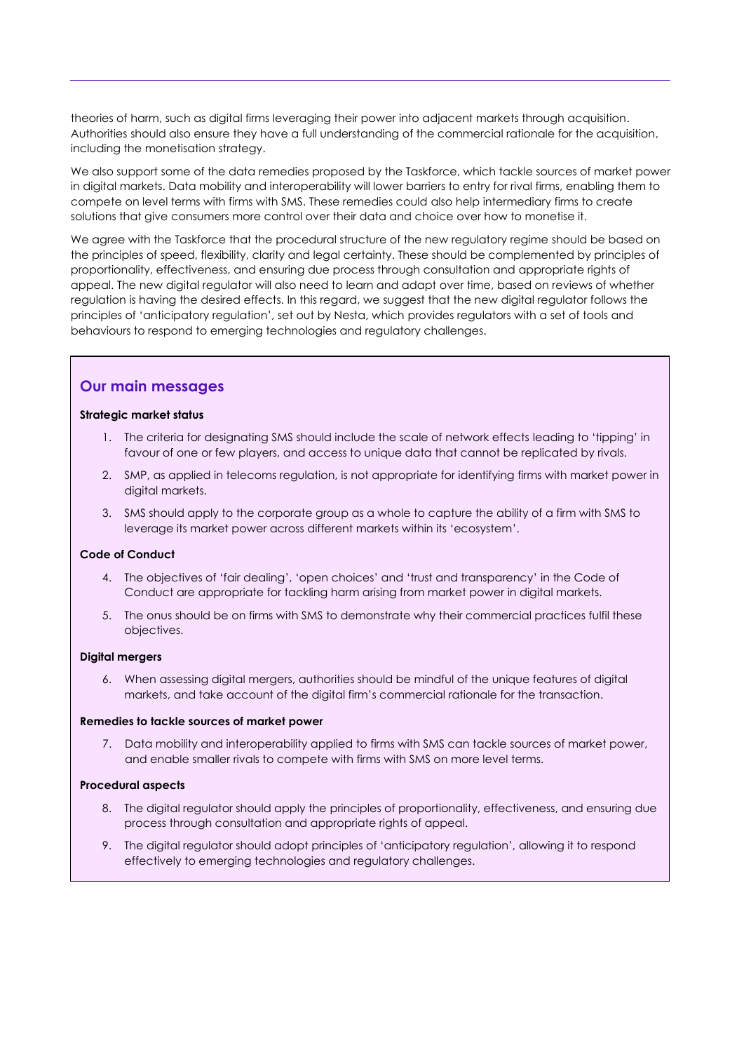theories of harm, such as digital firms leveraging their power into adjacent markets through acquisition. Authorities should also ensure they have a full understanding of the commercial rationale for the acquisition, including the monetisation strategy.

We also support some of the data remedies proposed by the Taskforce, which tackle sources of market power in digital markets. Data mobility and interoperability will lower barriers to entry for rival firms, enabling them to compete on level terms with firms with SMS. These remedies could also help intermediary firms to create solutions that give consumers more control over their data and choice over how to monetise it.

We agree with the Taskforce that the procedural structure of the new regulatory regime should be based on the principles of speed, flexibility, clarity and legal certainty. These should be complemented by principles of proportionality, effectiveness, and ensuring due process through consultation and appropriate rights of appeal. The new digital regulator will also need to learn and adapt over time, based on reviews of whether regulation is having the desired effects. In this regard, we suggest that the new digital regulator follows the principles of 'anticipatory regulation', set out by Nesta, which provides regulators with a set of tools and behaviours to respond to emerging technologies and regulatory challenges.

## Our main messages

**Strategic market status**

1. The criteria for designating SMS should include the scale of network effects leading to 'tipping' in favour of one or few players, and access to unique data that cannot be replicated by rivals.
2. SMP, as applied in telecoms regulation, is not appropriate for identifying firms with market power in digital markets.
3. SMS should apply to the corporate group as a whole to capture the ability of a firm with SMS to leverage its market power across different markets within its 'ecosystem'.

**Code of Conduct**

4. The objectives of 'fair dealing', 'open choices' and 'trust and transparency' in the Code of Conduct are appropriate for tackling harm arising from market power in digital markets.
5. The onus should be on firms with SMS to demonstrate why their commercial practices fulfil these objectives.

**Digital mergers**

6. When assessing digital mergers, authorities should be mindful of the unique features of digital markets, and take account of the digital firm's commercial rationale for the transaction.

**Remedies to tackle sources of market power**

7. Data mobility and interoperability applied to firms with SMS can tackle sources of market power, and enable smaller rivals to compete with firms with SMS on more level terms.

**Procedural aspects**

8. The digital regulator should apply the principles of proportionality, effectiveness, and ensuring due process through consultation and appropriate rights of appeal.
9. The digital regulator should adopt principles of 'anticipatory regulation', allowing it to respond effectively to emerging technologies and regulatory challenges.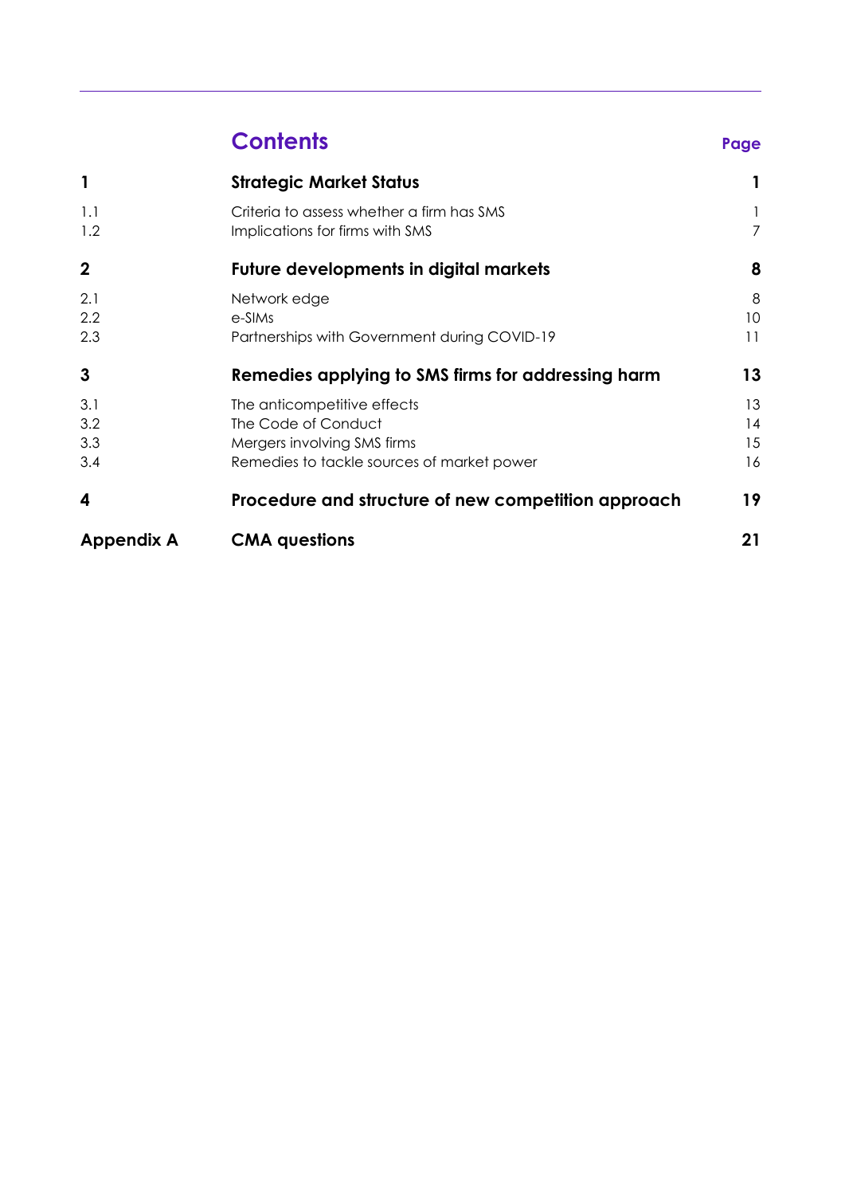## Contents

| | | Page |
|---|---|---|
| **1** | **Strategic Market Status** | **1** |
| 1.1 | Criteria to assess whether a firm has SMS | 1 |
| 1.2 | Implications for firms with SMS | 7 |
| **2** | **Future developments in digital markets** | **8** |
| 2.1 | Network edge | 8 |
| 2.2 | e-SIMs | 10 |
| 2.3 | Partnerships with Government during COVID-19 | 11 |
| **3** | **Remedies applying to SMS firms for addressing harm** | **13** |
| 3.1 | The anticompetitive effects | 13 |
| 3.2 | The Code of Conduct | 14 |
| 3.3 | Mergers involving SMS firms | 15 |
| 3.4 | Remedies to tackle sources of market power | 16 |
| **4** | **Procedure and structure of new competition approach** | **19** |
| **Appendix A** | **CMA questions** | **21** |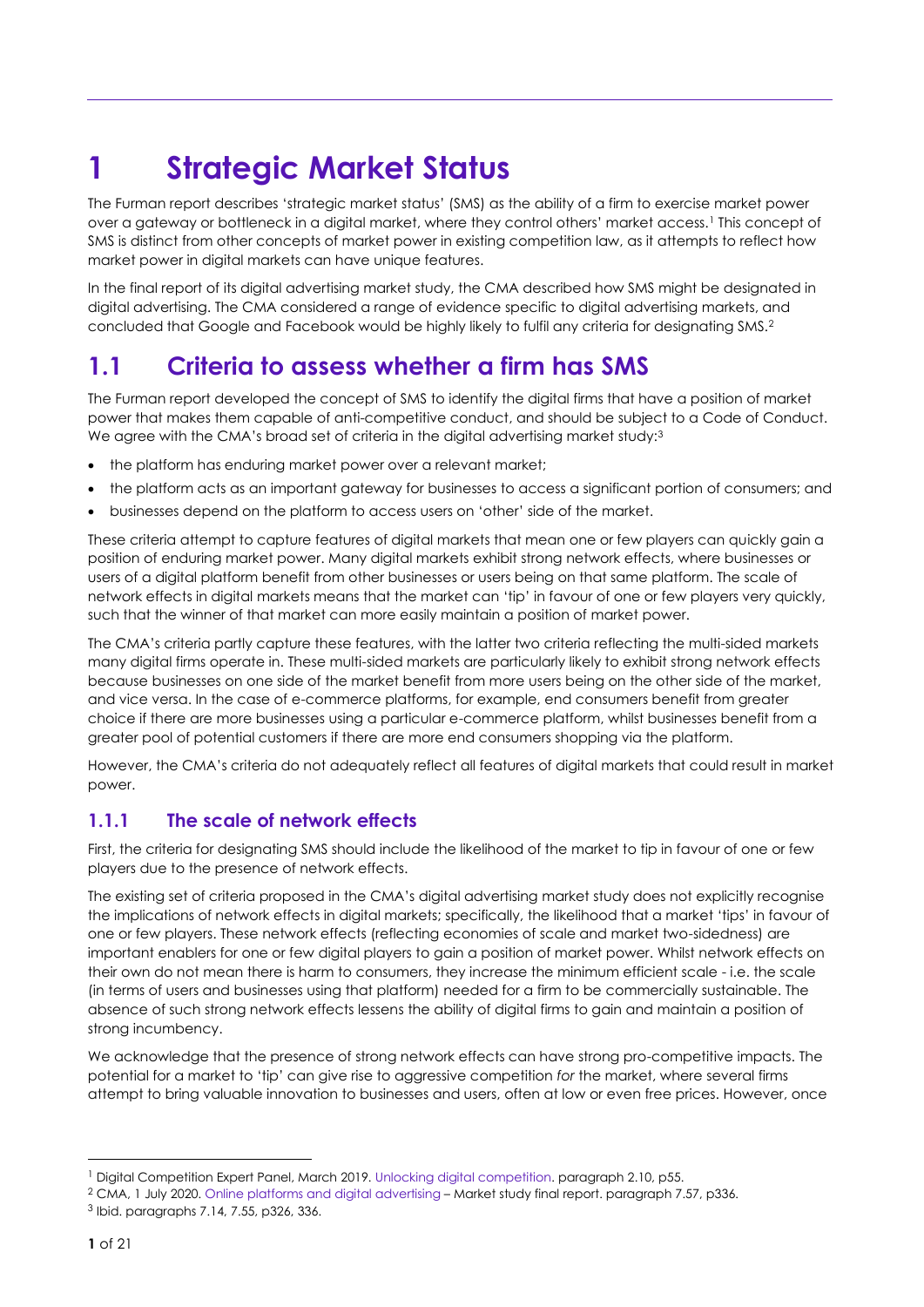# 1 Strategic Market Status

The Furman report describes 'strategic market status' (SMS) as the ability of a firm to exercise market power over a gateway or bottleneck in a digital market, where they control others' market access.[1] This concept of SMS is distinct from other concepts of market power in existing competition law, as it attempts to reflect how market power in digital markets can have unique features.

In the final report of its digital advertising market study, the CMA described how SMS might be designated in digital advertising. The CMA considered a range of evidence specific to digital advertising markets, and concluded that Google and Facebook would be highly likely to fulfil any criteria for designating SMS.[2]

## 1.1 Criteria to assess whether a firm has SMS

The Furman report developed the concept of SMS to identify the digital firms that have a position of market power that makes them capable of anti-competitive conduct, and should be subject to a Code of Conduct. We agree with the CMA's broad set of criteria in the digital advertising market study:[3]

- the platform has enduring market power over a relevant market;
- the platform acts as an important gateway for businesses to access a significant portion of consumers; and
- businesses depend on the platform to access users on 'other' side of the market.

These criteria attempt to capture features of digital markets that mean one or few players can quickly gain a position of enduring market power. Many digital markets exhibit strong network effects, where businesses or users of a digital platform benefit from other businesses or users being on that same platform. The scale of network effects in digital markets means that the market can 'tip' in favour of one or few players very quickly, such that the winner of that market can more easily maintain a position of market power.

The CMA's criteria partly capture these features, with the latter two criteria reflecting the multi-sided markets many digital firms operate in. These multi-sided markets are particularly likely to exhibit strong network effects because businesses on one side of the market benefit from more users being on the other side of the market, and vice versa. In the case of e-commerce platforms, for example, end consumers benefit from greater choice if there are more businesses using a particular e-commerce platform, whilst businesses benefit from a greater pool of potential customers if there are more end consumers shopping via the platform.

However, the CMA's criteria do not adequately reflect all features of digital markets that could result in market power.

### 1.1.1 The scale of network effects

First, the criteria for designating SMS should include the likelihood of the market to tip in favour of one or few players due to the presence of network effects.

The existing set of criteria proposed in the CMA's digital advertising market study does not explicitly recognise the implications of network effects in digital markets; specifically, the likelihood that a market 'tips' in favour of one or few players. These network effects (reflecting economies of scale and market two-sidedness) are important enablers for one or few digital players to gain a position of market power. Whilst network effects on their own do not mean there is harm to consumers, they increase the minimum efficient scale - i.e. the scale (in terms of users and businesses using that platform) needed for a firm to be commercially sustainable. The absence of such strong network effects lessens the ability of digital firms to gain and maintain a position of strong incumbency.

We acknowledge that the presence of strong network effects can have strong pro-competitive impacts. The potential for a market to 'tip' can give rise to aggressive competition *for* the market, where several firms attempt to bring valuable innovation to businesses and users, often at low or even free prices. However, once

[1] Digital Competition Expert Panel, March 2019. Unlocking digital competition. paragraph 2.10, p55.

[2] CMA, 1 July 2020. Online platforms and digital advertising – Market study final report. paragraph 7.57, p336.

[3] Ibid. paragraphs 7.14, 7.55, p326, 336.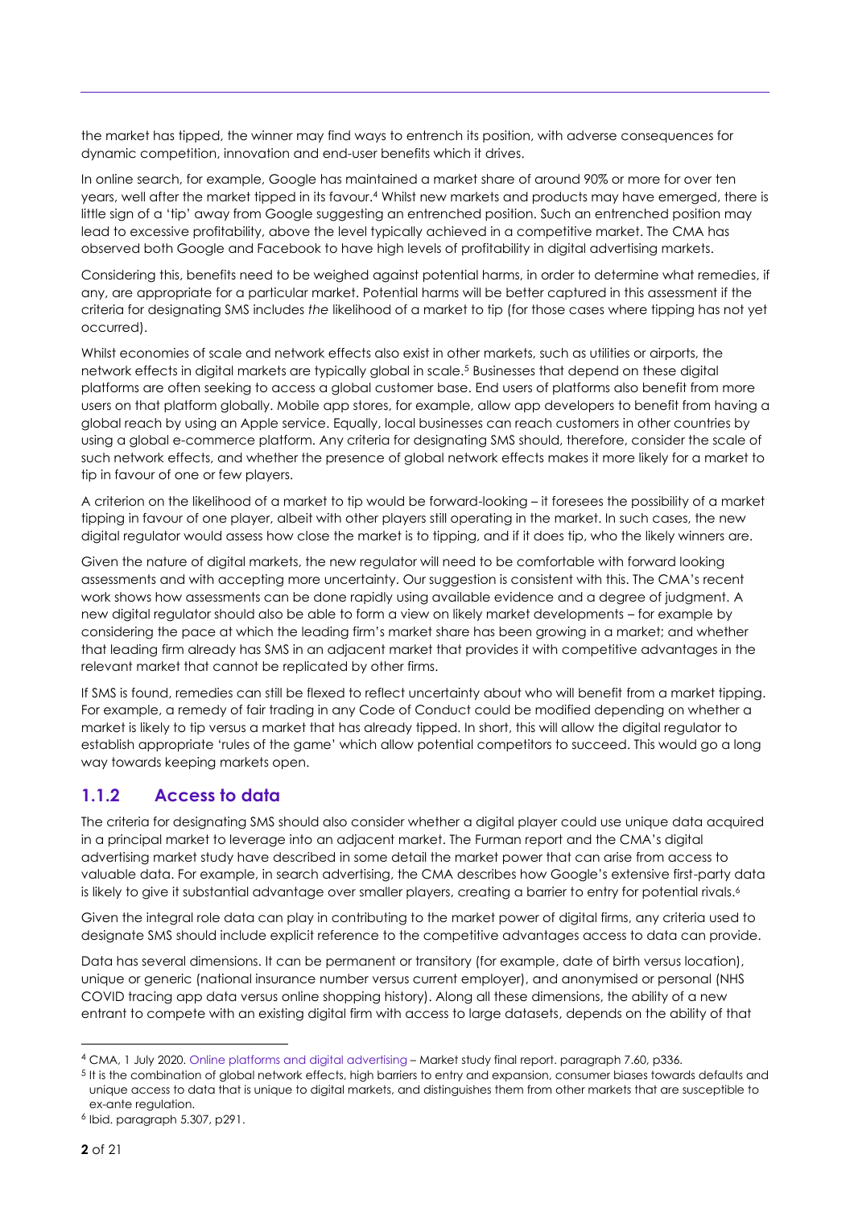the market has tipped, the winner may find ways to entrench its position, with adverse consequences for dynamic competition, innovation and end-user benefits which it drives.

In online search, for example, Google has maintained a market share of around 90% or more for over ten years, well after the market tipped in its favour.[4] Whilst new markets and products may have emerged, there is little sign of a 'tip' away from Google suggesting an entrenched position. Such an entrenched position may lead to excessive profitability, above the level typically achieved in a competitive market. The CMA has observed both Google and Facebook to have high levels of profitability in digital advertising markets.

Considering this, benefits need to be weighed against potential harms, in order to determine what remedies, if any, are appropriate for a particular market. Potential harms will be better captured in this assessment if the criteria for designating SMS includes *the* likelihood of a market to tip (for those cases where tipping has not yet occurred).

Whilst economies of scale and network effects also exist in other markets, such as utilities or airports, the network effects in digital markets are typically global in scale.[5] Businesses that depend on these digital platforms are often seeking to access a global customer base. End users of platforms also benefit from more users on that platform globally. Mobile app stores, for example, allow app developers to benefit from having a global reach by using an Apple service. Equally, local businesses can reach customers in other countries by using a global e-commerce platform. Any criteria for designating SMS should, therefore, consider the scale of such network effects, and whether the presence of global network effects makes it more likely for a market to tip in favour of one or few players.

A criterion on the likelihood of a market to tip would be forward-looking – it foresees the possibility of a market tipping in favour of one player, albeit with other players still operating in the market. In such cases, the new digital regulator would assess how close the market is to tipping, and if it does tip, who the likely winners are.

Given the nature of digital markets, the new regulator will need to be comfortable with forward looking assessments and with accepting more uncertainty. Our suggestion is consistent with this. The CMA's recent work shows how assessments can be done rapidly using available evidence and a degree of judgment. A new digital regulator should also be able to form a view on likely market developments – for example by considering the pace at which the leading firm's market share has been growing in a market; and whether that leading firm already has SMS in an adjacent market that provides it with competitive advantages in the relevant market that cannot be replicated by other firms.

If SMS is found, remedies can still be flexed to reflect uncertainty about who will benefit from a market tipping. For example, a remedy of fair trading in any Code of Conduct could be modified depending on whether a market is likely to tip versus a market that has already tipped. In short, this will allow the digital regulator to establish appropriate 'rules of the game' which allow potential competitors to succeed. This would go a long way towards keeping markets open.

### 1.1.2 Access to data

The criteria for designating SMS should also consider whether a digital player could use unique data acquired in a principal market to leverage into an adjacent market. The Furman report and the CMA's digital advertising market study have described in some detail the market power that can arise from access to valuable data. For example, in search advertising, the CMA describes how Google's extensive first-party data is likely to give it substantial advantage over smaller players, creating a barrier to entry for potential rivals.[6]

Given the integral role data can play in contributing to the market power of digital firms, any criteria used to designate SMS should include explicit reference to the competitive advantages access to data can provide.

Data has several dimensions. It can be permanent or transitory (for example, date of birth versus location), unique or generic (national insurance number versus current employer), and anonymised or personal (NHS COVID tracing app data versus online shopping history). Along all these dimensions, the ability of a new entrant to compete with an existing digital firm with access to large datasets, depends on the ability of that

---

[4] CMA, 1 July 2020. Online platforms and digital advertising – Market study final report. paragraph 7.60, p336.

[5] It is the combination of global network effects, high barriers to entry and expansion, consumer biases towards defaults and unique access to data that is unique to digital markets, and distinguishes them from other markets that are susceptible to ex-ante regulation.

[6] Ibid. paragraph 5.307, p291.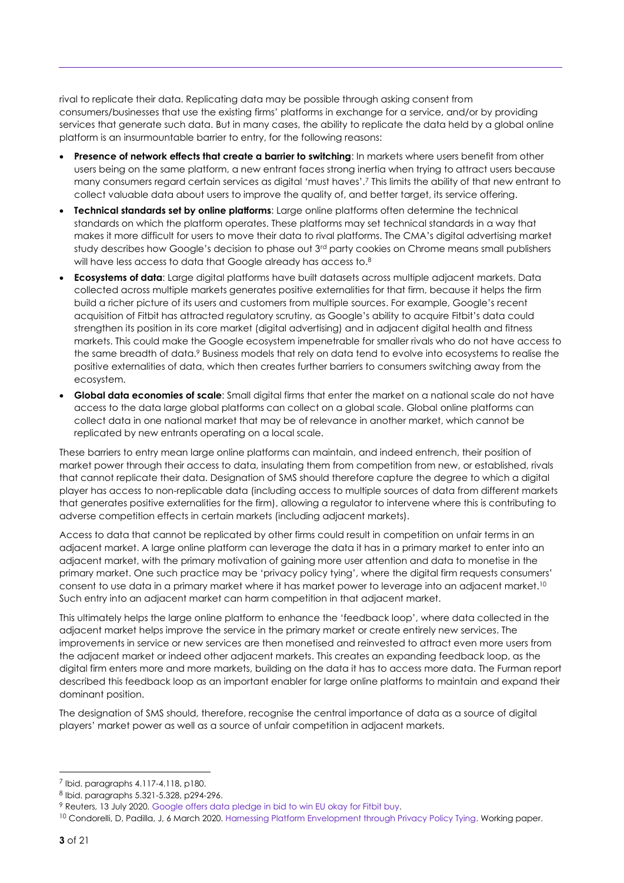rival to replicate their data. Replicating data may be possible through asking consent from consumers/businesses that use the existing firms' platforms in exchange for a service, and/or by providing services that generate such data. But in many cases, the ability to replicate the data held by a global online platform is an insurmountable barrier to entry, for the following reasons:

- **Presence of network effects that create a barrier to switching**: In markets where users benefit from other users being on the same platform, a new entrant faces strong inertia when trying to attract users because many consumers regard certain services as digital 'must haves'.[7] This limits the ability of that new entrant to collect valuable data about users to improve the quality of, and better target, its service offering.
- **Technical standards set by online platforms**: Large online platforms often determine the technical standards on which the platform operates. These platforms may set technical standards in a way that makes it more difficult for users to move their data to rival platforms. The CMA's digital advertising market study describes how Google's decision to phase out 3rd party cookies on Chrome means small publishers will have less access to data that Google already has access to.[8]
- **Ecosystems of data**: Large digital platforms have built datasets across multiple adjacent markets. Data collected across multiple markets generates positive externalities for that firm, because it helps the firm build a richer picture of its users and customers from multiple sources. For example, Google's recent acquisition of Fitbit has attracted regulatory scrutiny, as Google's ability to acquire Fitbit's data could strengthen its position in its core market (digital advertising) and in adjacent digital health and fitness markets. This could make the Google ecosystem impenetrable for smaller rivals who do not have access to the same breadth of data.[9] Business models that rely on data tend to evolve into ecosystems to realise the positive externalities of data, which then creates further barriers to consumers switching away from the ecosystem.
- **Global data economies of scale**: Small digital firms that enter the market on a national scale do not have access to the data large global platforms can collect on a global scale. Global online platforms can collect data in one national market that may be of relevance in another market, which cannot be replicated by new entrants operating on a local scale.

These barriers to entry mean large online platforms can maintain, and indeed entrench, their position of market power through their access to data, insulating them from competition from new, or established, rivals that cannot replicate their data. Designation of SMS should therefore capture the degree to which a digital player has access to non-replicable data (including access to multiple sources of data from different markets that generates positive externalities for the firm), allowing a regulator to intervene where this is contributing to adverse competition effects in certain markets (including adjacent markets).

Access to data that cannot be replicated by other firms could result in competition on unfair terms in an adjacent market. A large online platform can leverage the data it has in a primary market to enter into an adjacent market, with the primary motivation of gaining more user attention and data to monetise in the primary market. One such practice may be 'privacy policy tying', where the digital firm requests consumers' consent to use data in a primary market where it has market power to leverage into an adjacent market.[10] Such entry into an adjacent market can harm competition in that adjacent market.

This ultimately helps the large online platform to enhance the 'feedback loop', where data collected in the adjacent market helps improve the service in the primary market or create entirely new services. The improvements in service or new services are then monetised and reinvested to attract even more users from the adjacent market or indeed other adjacent markets. This creates an expanding feedback loop, as the digital firm enters more and more markets, building on the data it has to access more data. The Furman report described this feedback loop as an important enabler for large online platforms to maintain and expand their dominant position.

The designation of SMS should, therefore, recognise the central importance of data as a source of digital players' market power as well as a source of unfair competition in adjacent markets.

---

[7] Ibid. paragraphs 4.117-4.118, p180.

[8] Ibid. paragraphs 5.321-5.328, p294-296.

[9] Reuters, 13 July 2020. Google offers data pledge in bid to win EU okay for Fitbit buy.

[10] Condorelli, D, Padilla, J, 6 March 2020. Harnessing Platform Envelopment through Privacy Policy Tying. Working paper.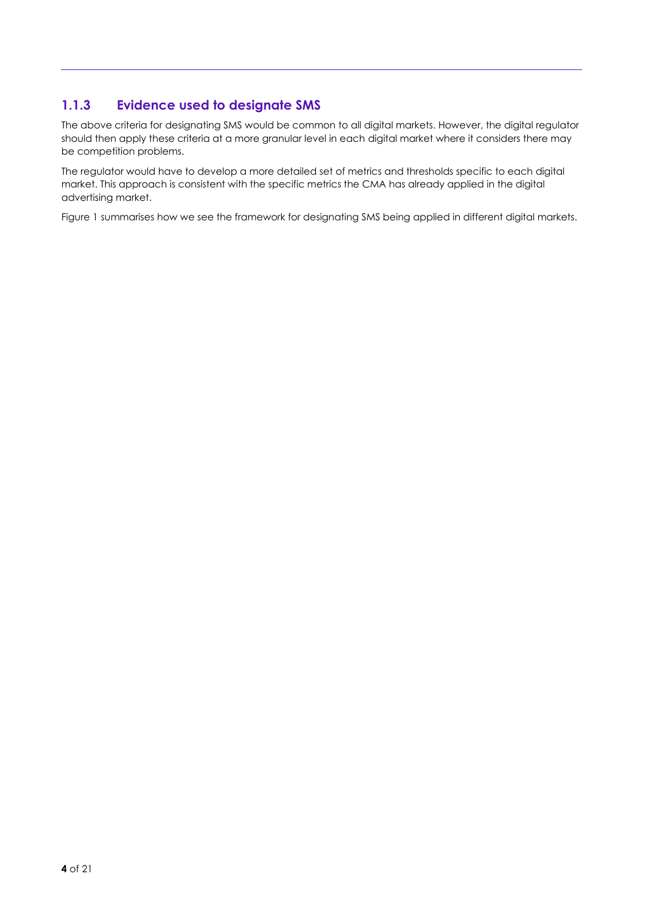### 1.1.3 Evidence used to designate SMS

The above criteria for designating SMS would be common to all digital markets. However, the digital regulator should then apply these criteria at a more granular level in each digital market where it considers there may be competition problems.

The regulator would have to develop a more detailed set of metrics and thresholds specific to each digital market. This approach is consistent with the specific metrics the CMA has already applied in the digital advertising market.

Figure 1 summarises how we see the framework for designating SMS being applied in different digital markets.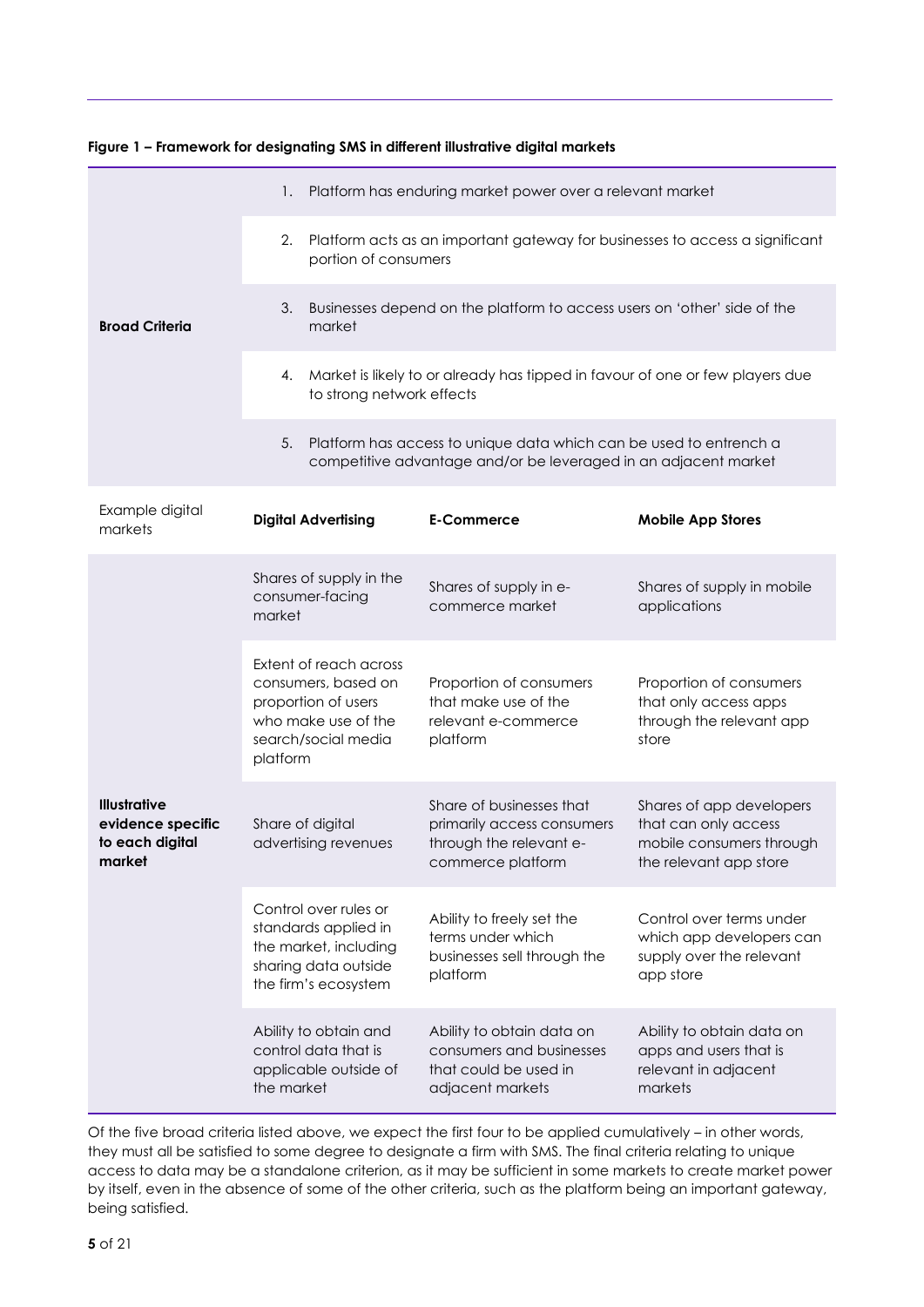**Figure 1 – Framework for designating SMS in different illustrative digital markets**

| | | | |
|---|---|---|---|
| **Broad Criteria** | 1. Platform has enduring market power over a relevant market | | |
| | 2. Platform acts as an important gateway for businesses to access a significant portion of consumers | | |
| | 3. Businesses depend on the platform to access users on 'other' side of the market | | |
| | 4. Market is likely to or already has tipped in favour of one or few players due to strong network effects | | |
| | 5. Platform has access to unique data which can be used to entrench a competitive advantage and/or be leveraged in an adjacent market | | |
| Example digital markets | **Digital Advertising** | **E-Commerce** | **Mobile App Stores** |
| **Illustrative evidence specific to each digital market** | Shares of supply in the consumer-facing market | Shares of supply in e-commerce market | Shares of supply in mobile applications |
| | Extent of reach across consumers, based on proportion of users who make use of the search/social media platform | Proportion of consumers that make use of the relevant e-commerce platform | Proportion of consumers that only access apps through the relevant app store |
| | Share of digital advertising revenues | Share of businesses that primarily access consumers through the relevant e-commerce platform | Shares of app developers that can only access mobile consumers through the relevant app store |
| | Control over rules or standards applied in the market, including sharing data outside the firm's ecosystem | Ability to freely set the terms under which businesses sell through the platform | Control over terms under which app developers can supply over the relevant app store |
| | Ability to obtain and control data that is applicable outside of the market | Ability to obtain data on consumers and businesses that could be used in adjacent markets | Ability to obtain data on apps and users that is relevant in adjacent markets |

Of the five broad criteria listed above, we expect the first four to be applied cumulatively – in other words, they must all be satisfied to some degree to designate a firm with SMS. The final criteria relating to unique access to data may be a standalone criterion, as it may be sufficient in some markets to create market power by itself, even in the absence of some of the other criteria, such as the platform being an important gateway, being satisfied.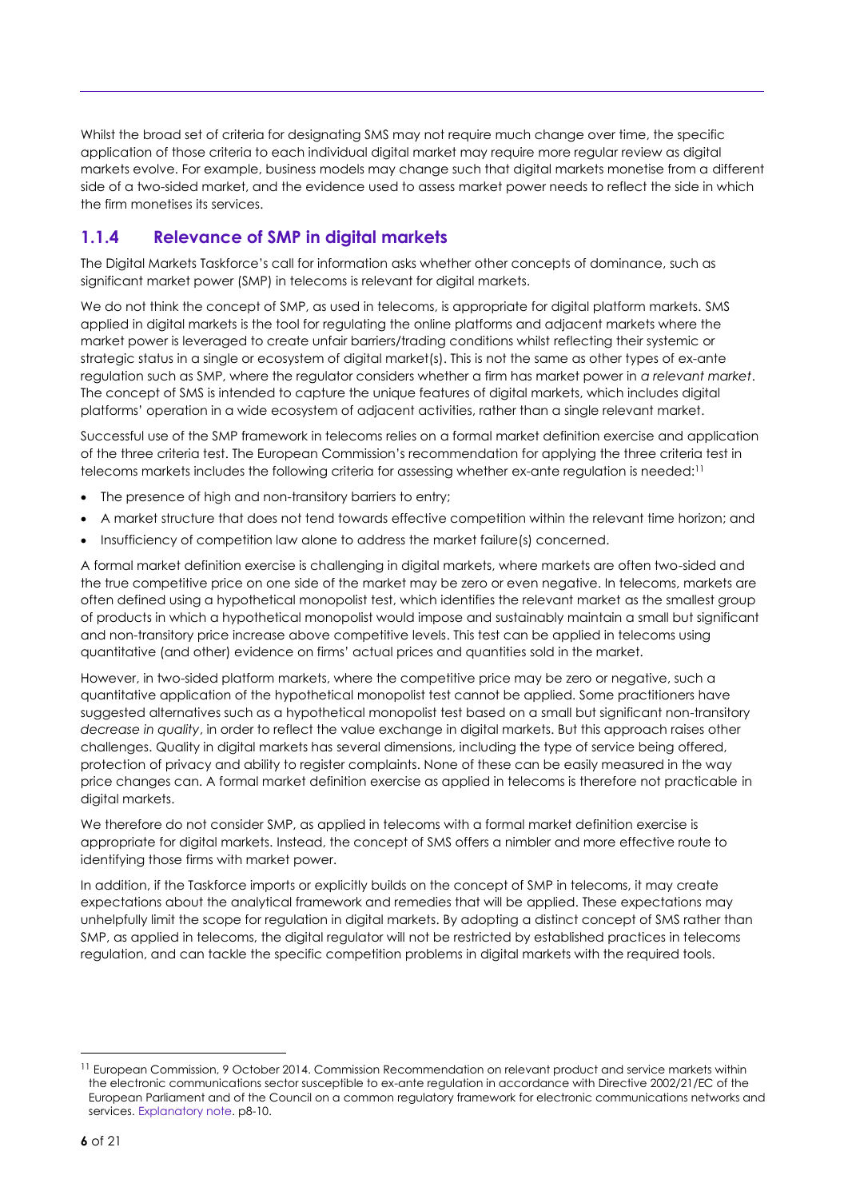Whilst the broad set of criteria for designating SMS may not require much change over time, the specific application of those criteria to each individual digital market may require more regular review as digital markets evolve. For example, business models may change such that digital markets monetise from a different side of a two-sided market, and the evidence used to assess market power needs to reflect the side in which the firm monetises its services.

### 1.1.4 Relevance of SMP in digital markets

The Digital Markets Taskforce's call for information asks whether other concepts of dominance, such as significant market power (SMP) in telecoms is relevant for digital markets.

We do not think the concept of SMP, as used in telecoms, is appropriate for digital platform markets. SMS applied in digital markets is the tool for regulating the online platforms and adjacent markets where the market power is leveraged to create unfair barriers/trading conditions whilst reflecting their systemic or strategic status in a single or ecosystem of digital market(s). This is not the same as other types of ex-ante regulation such as SMP, where the regulator considers whether a firm has market power in *a relevant market*. The concept of SMS is intended to capture the unique features of digital markets, which includes digital platforms' operation in a wide ecosystem of adjacent activities, rather than a single relevant market.

Successful use of the SMP framework in telecoms relies on a formal market definition exercise and application of the three criteria test. The European Commission's recommendation for applying the three criteria test in telecoms markets includes the following criteria for assessing whether ex-ante regulation is needed:[11]

- The presence of high and non-transitory barriers to entry;
- A market structure that does not tend towards effective competition within the relevant time horizon; and
- Insufficiency of competition law alone to address the market failure(s) concerned.

A formal market definition exercise is challenging in digital markets, where markets are often two-sided and the true competitive price on one side of the market may be zero or even negative. In telecoms, markets are often defined using a hypothetical monopolist test, which identifies the relevant market as the smallest group of products in which a hypothetical monopolist would impose and sustainably maintain a small but significant and non-transitory price increase above competitive levels. This test can be applied in telecoms using quantitative (and other) evidence on firms' actual prices and quantities sold in the market.

However, in two-sided platform markets, where the competitive price may be zero or negative, such a quantitative application of the hypothetical monopolist test cannot be applied. Some practitioners have suggested alternatives such as a hypothetical monopolist test based on a small but significant non-transitory *decrease in quality*, in order to reflect the value exchange in digital markets. But this approach raises other challenges. Quality in digital markets has several dimensions, including the type of service being offered, protection of privacy and ability to register complaints. None of these can be easily measured in the way price changes can. A formal market definition exercise as applied in telecoms is therefore not practicable in digital markets.

We therefore do not consider SMP, as applied in telecoms with a formal market definition exercise is appropriate for digital markets. Instead, the concept of SMS offers a nimbler and more effective route to identifying those firms with market power.

In addition, if the Taskforce imports or explicitly builds on the concept of SMP in telecoms, it may create expectations about the analytical framework and remedies that will be applied. These expectations may unhelpfully limit the scope for regulation in digital markets. By adopting a distinct concept of SMS rather than SMP, as applied in telecoms, the digital regulator will not be restricted by established practices in telecoms regulation, and can tackle the specific competition problems in digital markets with the required tools.

[11] European Commission, 9 October 2014. Commission Recommendation on relevant product and service markets within the electronic communications sector susceptible to ex-ante regulation in accordance with Directive 2002/21/EC of the European Parliament and of the Council on a common regulatory framework for electronic communications networks and services. Explanatory note. p8-10.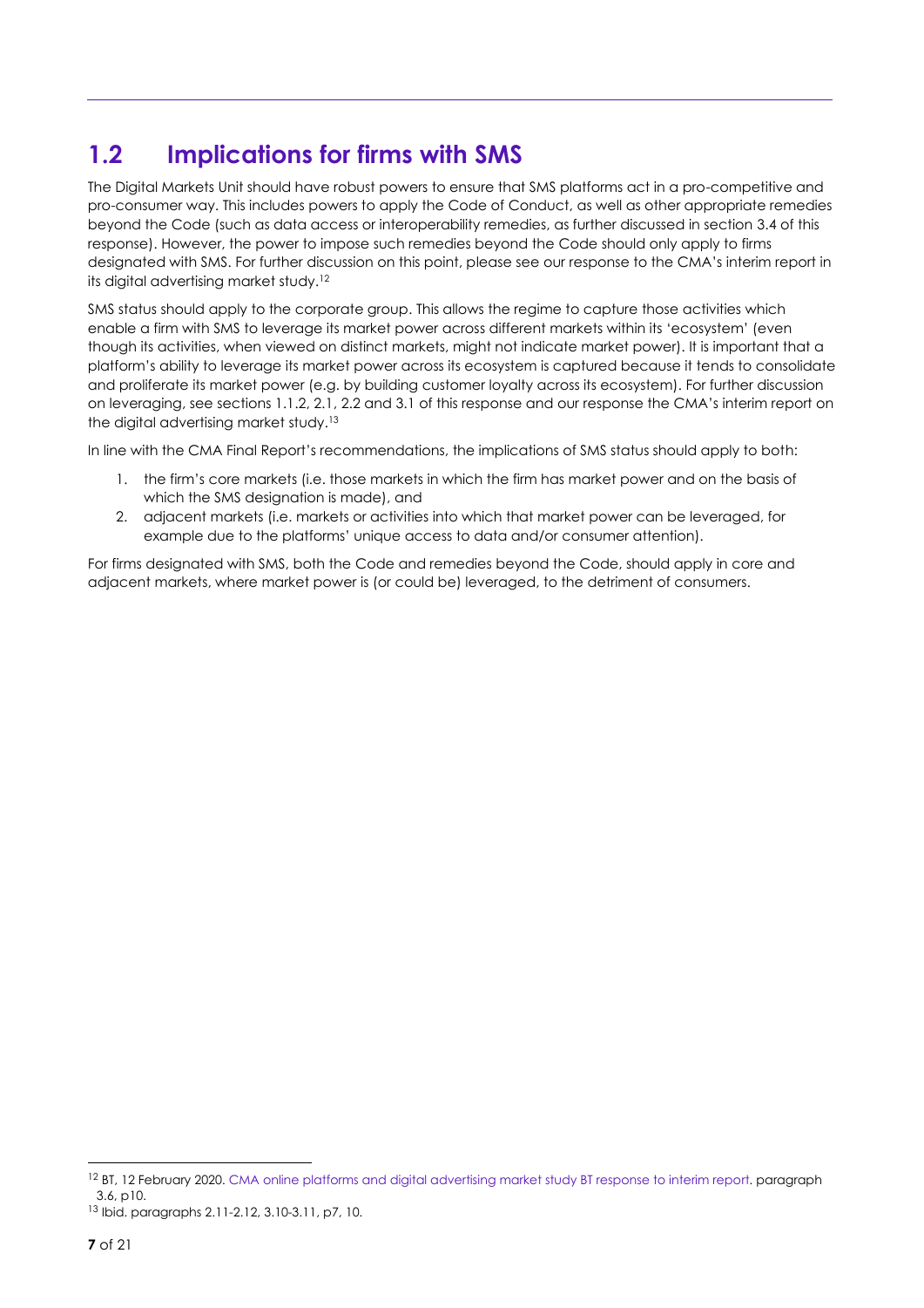## 1.2 Implications for firms with SMS

The Digital Markets Unit should have robust powers to ensure that SMS platforms act in a pro-competitive and pro-consumer way. This includes powers to apply the Code of Conduct, as well as other appropriate remedies beyond the Code (such as data access or interoperability remedies, as further discussed in section 3.4 of this response). However, the power to impose such remedies beyond the Code should only apply to firms designated with SMS. For further discussion on this point, please see our response to the CMA's interim report in its digital advertising market study.[12]

SMS status should apply to the corporate group. This allows the regime to capture those activities which enable a firm with SMS to leverage its market power across different markets within its 'ecosystem' (even though its activities, when viewed on distinct markets, might not indicate market power). It is important that a platform's ability to leverage its market power across its ecosystem is captured because it tends to consolidate and proliferate its market power (e.g. by building customer loyalty across its ecosystem). For further discussion on leveraging, see sections 1.1.2, 2.1, 2.2 and 3.1 of this response and our response the CMA's interim report on the digital advertising market study.[13]

In line with the CMA Final Report's recommendations, the implications of SMS status should apply to both:

1. the firm's core markets (i.e. those markets in which the firm has market power and on the basis of which the SMS designation is made), and
2. adjacent markets (i.e. markets or activities into which that market power can be leveraged, for example due to the platforms' unique access to data and/or consumer attention).

For firms designated with SMS, both the Code and remedies beyond the Code, should apply in core and adjacent markets, where market power is (or could be) leveraged, to the detriment of consumers.

---

[12] BT, 12 February 2020. CMA online platforms and digital advertising market study BT response to interim report. paragraph 3.6, p10.

[13] Ibid. paragraphs 2.11-2.12, 3.10-3.11, p7, 10.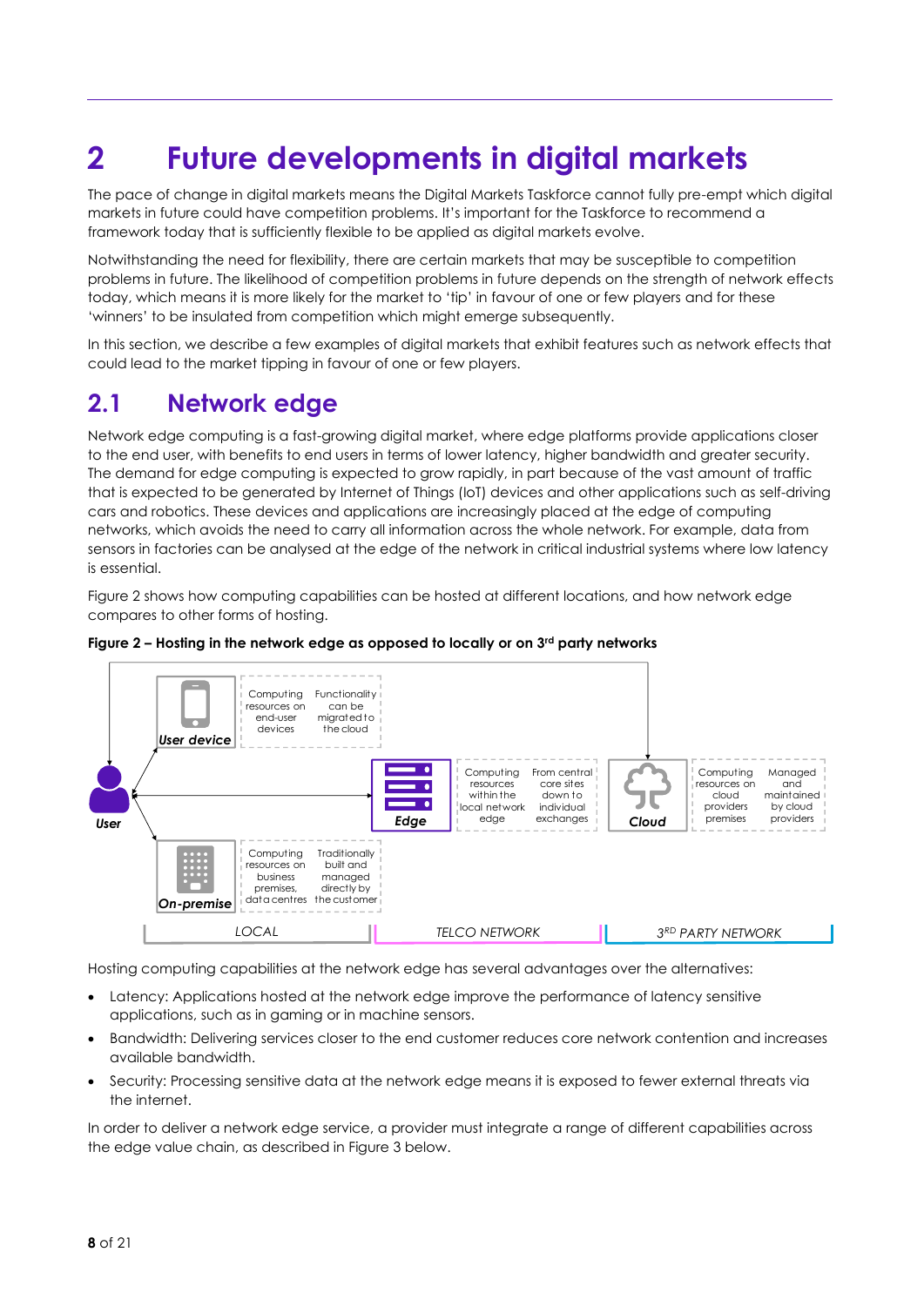# 2 Future developments in digital markets

The pace of change in digital markets means the Digital Markets Taskforce cannot fully pre-empt which digital markets in future could have competition problems. It's important for the Taskforce to recommend a framework today that is sufficiently flexible to be applied as digital markets evolve.

Notwithstanding the need for flexibility, there are certain markets that may be susceptible to competition problems in future. The likelihood of competition problems in future depends on the strength of network effects today, which means it is more likely for the market to 'tip' in favour of one or few players and for these 'winners' to be insulated from competition which might emerge subsequently.

In this section, we describe a few examples of digital markets that exhibit features such as network effects that could lead to the market tipping in favour of one or few players.

## 2.1 Network edge

Network edge computing is a fast-growing digital market, where edge platforms provide applications closer to the end user, with benefits to end users in terms of lower latency, higher bandwidth and greater security. The demand for edge computing is expected to grow rapidly, in part because of the vast amount of traffic that is expected to be generated by Internet of Things (IoT) devices and other applications such as self-driving cars and robotics. These devices and applications are increasingly placed at the edge of computing networks, which avoids the need to carry all information across the whole network. For example, data from sensors in factories can be analysed at the edge of the network in critical industrial systems where low latency is essential.

Figure 2 shows how computing capabilities can be hosted at different locations, and how network edge compares to other forms of hosting.

**Figure 2 – Hosting in the network edge as opposed to locally or on 3rd party networks**

User

User device — Computing resources on end-user devices; Functionality can be migrated to the cloud

On-premise — Computing resources on business premises, data centres; Traditionally built and managed directly by the customer

Edge — Computing resources within the local network edge; From central core sites down to individual exchanges

Cloud — Computing resources on cloud providers premises; Managed and maintained by cloud providers

LOCAL | TELCO NETWORK | 3RD PARTY NETWORK

Hosting computing capabilities at the network edge has several advantages over the alternatives:

- Latency: Applications hosted at the network edge improve the performance of latency sensitive applications, such as in gaming or in machine sensors.
- Bandwidth: Delivering services closer to the end customer reduces core network contention and increases available bandwidth.
- Security: Processing sensitive data at the network edge means it is exposed to fewer external threats via the internet.

In order to deliver a network edge service, a provider must integrate a range of different capabilities across the edge value chain, as described in Figure 3 below.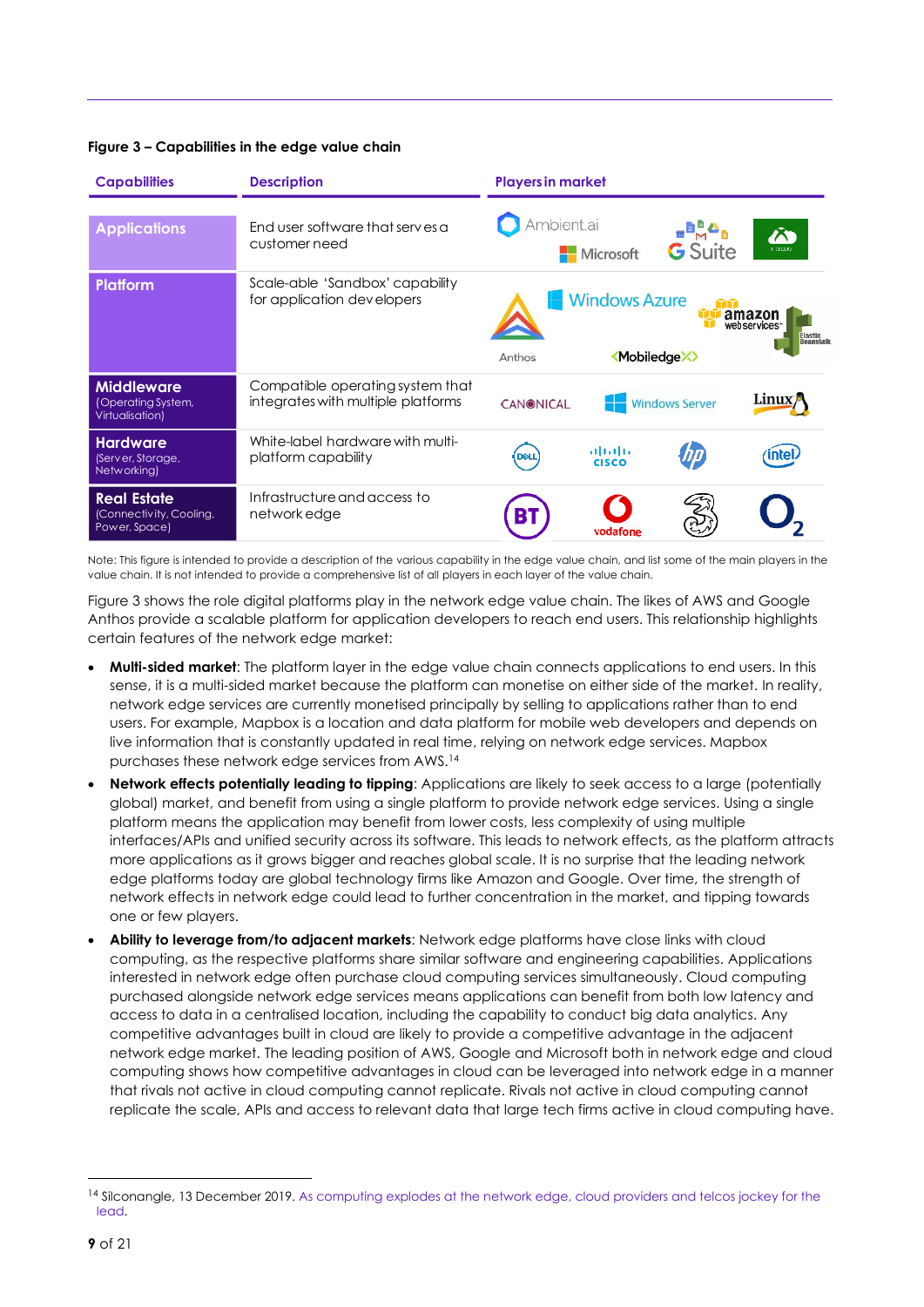**Figure 3 – Capabilities in the edge value chain**

| Capabilities | Description | Players in market |
|---|---|---|
| **Applications** | End user software that serves a customer need | Ambient.ai, Microsoft, G Suite, Xbox Cloud |
| **Platform** | Scale-able 'Sandbox' capability for application developers | Anthos, Windows Azure, amazon webservices, Elastic Beanstalk, Mobiledge X |
| **Middleware** (Operating System, Virtualisation) | Compatible operating system that integrates with multiple platforms | CANONICAL, Windows Server, Linux |
| **Hardware** (Server, Storage, Networking) | White-label hardware with multi-platform capability | Dell, Cisco, hp, intel |
| **Real Estate** (Connectivity, Cooling, Power, Space) | Infrastructure and access to network edge | BT, vodafone, 3, O2 |

Note: This figure is intended to provide a description of the various capability in the edge value chain, and list some of the main players in the value chain. It is not intended to provide a comprehensive list of all players in each layer of the value chain.

Figure 3 shows the role digital platforms play in the network edge value chain. The likes of AWS and Google Anthos provide a scalable platform for application developers to reach end users. This relationship highlights certain features of the network edge market:

- **Multi-sided market**: The platform layer in the edge value chain connects applications to end users. In this sense, it is a multi-sided market because the platform can monetise on either side of the market. In reality, network edge services are currently monetised principally by selling to applications rather than to end users. For example, Mapbox is a location and data platform for mobile web developers and depends on live information that is constantly updated in real time, relying on network edge services. Mapbox purchases these network edge services from AWS.[14]
- **Network effects potentially leading to tipping**: Applications are likely to seek access to a large (potentially global) market, and benefit from using a single platform to provide network edge services. Using a single platform means the application may benefit from lower costs, less complexity of using multiple interfaces/APIs and unified security across its software. This leads to network effects, as the platform attracts more applications as it grows bigger and reaches global scale. It is no surprise that the leading network edge platforms today are global technology firms like Amazon and Google. Over time, the strength of network effects in network edge could lead to further concentration in the market, and tipping towards one or few players.
- **Ability to leverage from/to adjacent markets**: Network edge platforms have close links with cloud computing, as the respective platforms share similar software and engineering capabilities. Applications interested in network edge often purchase cloud computing services simultaneously. Cloud computing purchased alongside network edge services means applications can benefit from both low latency and access to data in a centralised location, including the capability to conduct big data analytics. Any competitive advantages built in cloud are likely to provide a competitive advantage in the adjacent network edge market. The leading position of AWS, Google and Microsoft both in network edge and cloud computing shows how competitive advantages in cloud can be leveraged into network edge in a manner that rivals not active in cloud computing cannot replicate. Rivals not active in cloud computing cannot replicate the scale, APIs and access to relevant data that large tech firms active in cloud computing have.

[14] Siliconangle, 13 December 2019. As computing explodes at the network edge, cloud providers and telcos jockey for the lead.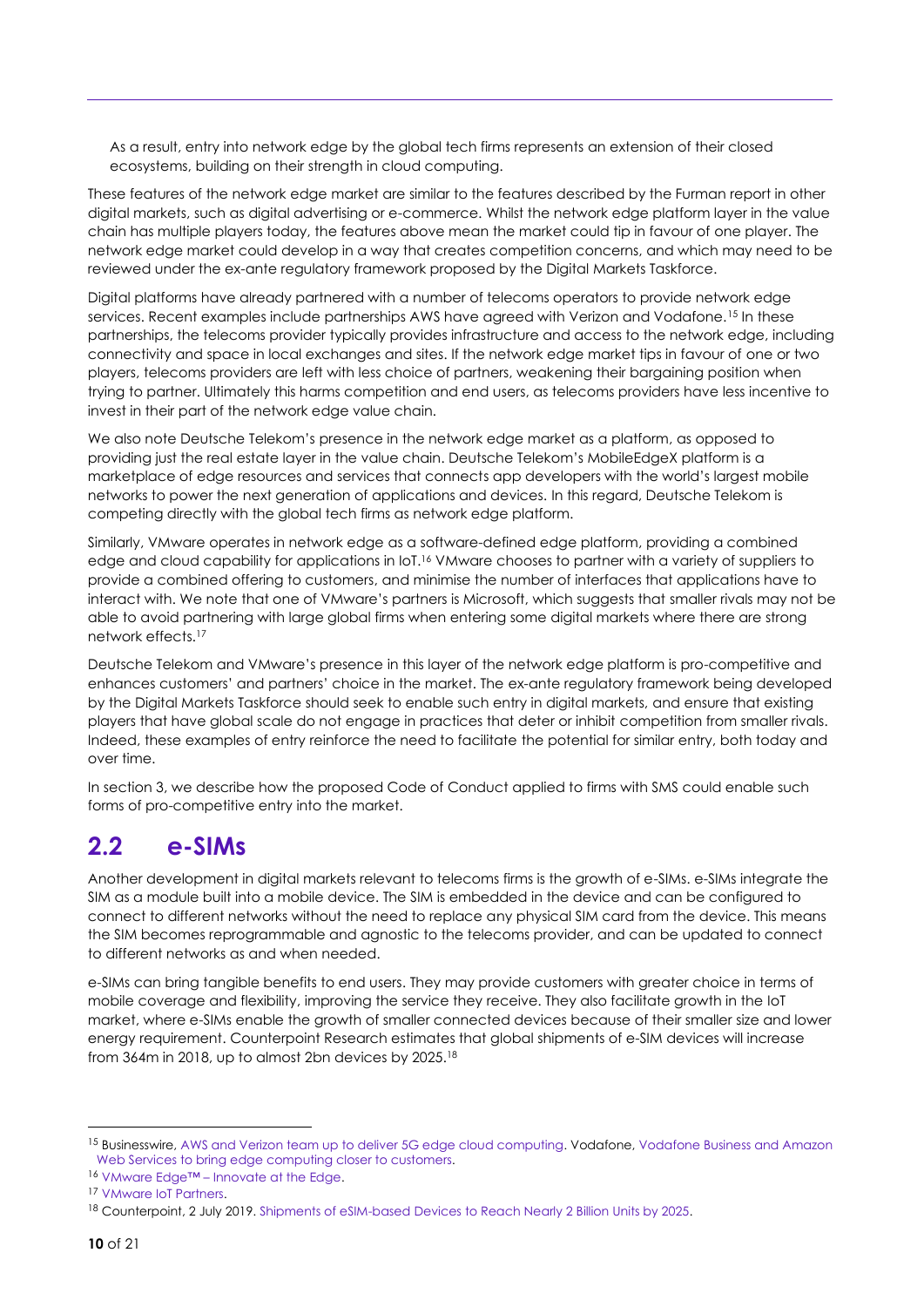As a result, entry into network edge by the global tech firms represents an extension of their closed ecosystems, building on their strength in cloud computing.

These features of the network edge market are similar to the features described by the Furman report in other digital markets, such as digital advertising or e-commerce. Whilst the network edge platform layer in the value chain has multiple players today, the features above mean the market could tip in favour of one player. The network edge market could develop in a way that creates competition concerns, and which may need to be reviewed under the ex-ante regulatory framework proposed by the Digital Markets Taskforce.

Digital platforms have already partnered with a number of telecoms operators to provide network edge services. Recent examples include partnerships AWS have agreed with Verizon and Vodafone.[15] In these partnerships, the telecoms provider typically provides infrastructure and access to the network edge, including connectivity and space in local exchanges and sites. If the network edge market tips in favour of one or two players, telecoms providers are left with less choice of partners, weakening their bargaining position when trying to partner. Ultimately this harms competition and end users, as telecoms providers have less incentive to invest in their part of the network edge value chain.

We also note Deutsche Telekom's presence in the network edge market as a platform, as opposed to providing just the real estate layer in the value chain. Deutsche Telekom's MobileEdgeX platform is a marketplace of edge resources and services that connects app developers with the world's largest mobile networks to power the next generation of applications and devices. In this regard, Deutsche Telekom is competing directly with the global tech firms as network edge platform.

Similarly, VMware operates in network edge as a software-defined edge platform, providing a combined edge and cloud capability for applications in IoT.[16] VMware chooses to partner with a variety of suppliers to provide a combined offering to customers, and minimise the number of interfaces that applications have to interact with. We note that one of VMware's partners is Microsoft, which suggests that smaller rivals may not be able to avoid partnering with large global firms when entering some digital markets where there are strong network effects.[17]

Deutsche Telekom and VMware's presence in this layer of the network edge platform is pro-competitive and enhances customers' and partners' choice in the market. The ex-ante regulatory framework being developed by the Digital Markets Taskforce should seek to enable such entry in digital markets, and ensure that existing players that have global scale do not engage in practices that deter or inhibit competition from smaller rivals. Indeed, these examples of entry reinforce the need to facilitate the potential for similar entry, both today and over time.

In section 3, we describe how the proposed Code of Conduct applied to firms with SMS could enable such forms of pro-competitive entry into the market.

## 2.2 e-SIMs

Another development in digital markets relevant to telecoms firms is the growth of e-SIMs. e-SIMs integrate the SIM as a module built into a mobile device. The SIM is embedded in the device and can be configured to connect to different networks without the need to replace any physical SIM card from the device. This means the SIM becomes reprogrammable and agnostic to the telecoms provider, and can be updated to connect to different networks as and when needed.

e-SIMs can bring tangible benefits to end users. They may provide customers with greater choice in terms of mobile coverage and flexibility, improving the service they receive. They also facilitate growth in the IoT market, where e-SIMs enable the growth of smaller connected devices because of their smaller size and lower energy requirement. Counterpoint Research estimates that global shipments of e-SIM devices will increase from 364m in 2018, up to almost 2bn devices by 2025.[18]

---

[15] Businesswire, AWS and Verizon team up to deliver 5G edge cloud computing. Vodafone, Vodafone Business and Amazon Web Services to bring edge computing closer to customers.

[16] VMware Edge™ – Innovate at the Edge.

[17] VMware IoT Partners.

[18] Counterpoint, 2 July 2019. Shipments of eSIM-based Devices to Reach Nearly 2 Billion Units by 2025.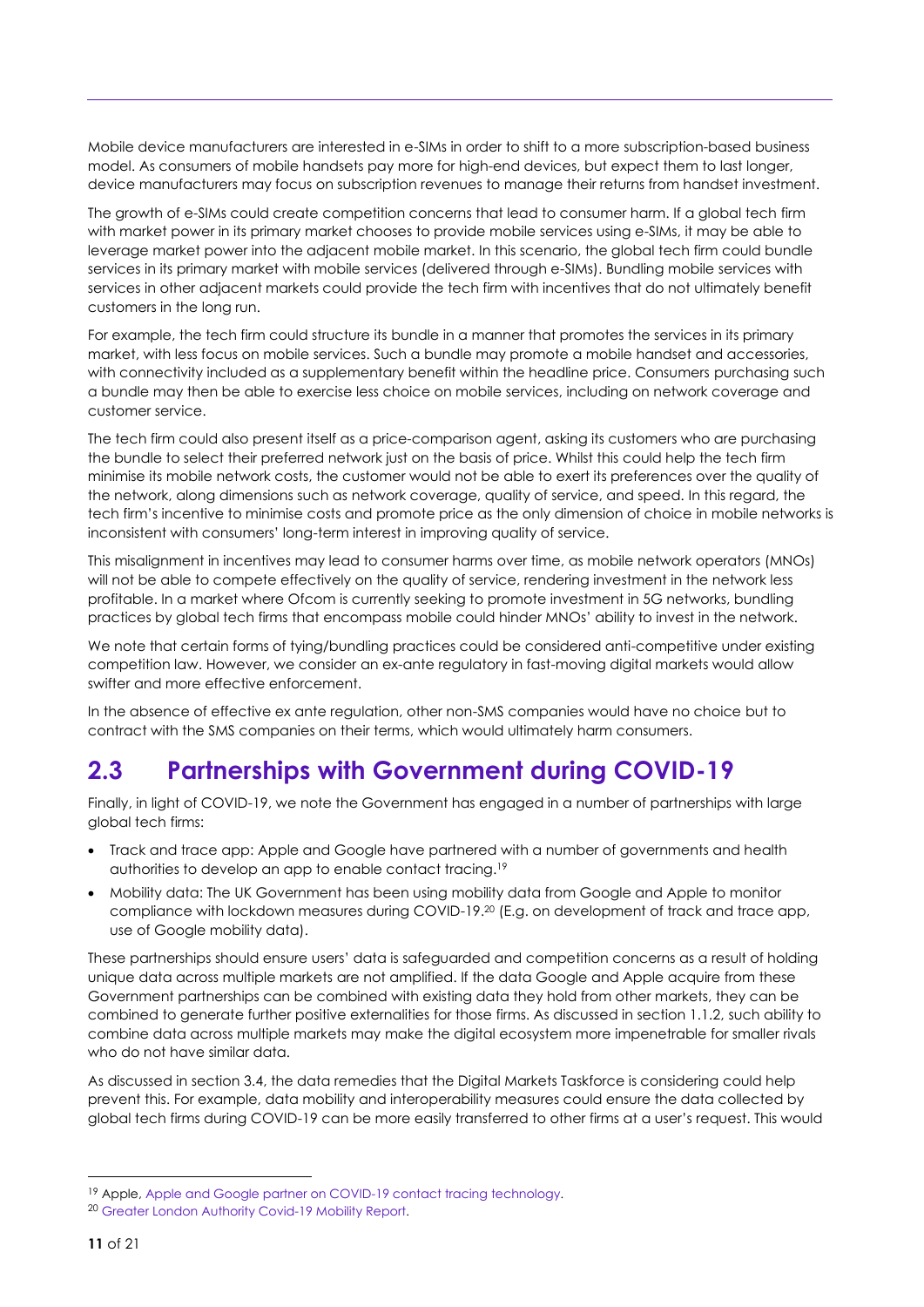Mobile device manufacturers are interested in e-SIMs in order to shift to a more subscription-based business model. As consumers of mobile handsets pay more for high-end devices, but expect them to last longer, device manufacturers may focus on subscription revenues to manage their returns from handset investment.

The growth of e-SIMs could create competition concerns that lead to consumer harm. If a global tech firm with market power in its primary market chooses to provide mobile services using e-SIMs, it may be able to leverage market power into the adjacent mobile market. In this scenario, the global tech firm could bundle services in its primary market with mobile services (delivered through e-SIMs). Bundling mobile services with services in other adjacent markets could provide the tech firm with incentives that do not ultimately benefit customers in the long run.

For example, the tech firm could structure its bundle in a manner that promotes the services in its primary market, with less focus on mobile services. Such a bundle may promote a mobile handset and accessories, with connectivity included as a supplementary benefit within the headline price. Consumers purchasing such a bundle may then be able to exercise less choice on mobile services, including on network coverage and customer service.

The tech firm could also present itself as a price-comparison agent, asking its customers who are purchasing the bundle to select their preferred network just on the basis of price. Whilst this could help the tech firm minimise its mobile network costs, the customer would not be able to exert its preferences over the quality of the network, along dimensions such as network coverage, quality of service, and speed. In this regard, the tech firm's incentive to minimise costs and promote price as the only dimension of choice in mobile networks is inconsistent with consumers' long-term interest in improving quality of service.

This misalignment in incentives may lead to consumer harms over time, as mobile network operators (MNOs) will not be able to compete effectively on the quality of service, rendering investment in the network less profitable. In a market where Ofcom is currently seeking to promote investment in 5G networks, bundling practices by global tech firms that encompass mobile could hinder MNOs' ability to invest in the network.

We note that certain forms of tying/bundling practices could be considered anti-competitive under existing competition law. However, we consider an ex-ante regulatory in fast-moving digital markets would allow swifter and more effective enforcement.

In the absence of effective ex ante regulation, other non-SMS companies would have no choice but to contract with the SMS companies on their terms, which would ultimately harm consumers.

## 2.3 Partnerships with Government during COVID-19

Finally, in light of COVID-19, we note the Government has engaged in a number of partnerships with large global tech firms:

- Track and trace app: Apple and Google have partnered with a number of governments and health authorities to develop an app to enable contact tracing.[19]
- Mobility data: The UK Government has been using mobility data from Google and Apple to monitor compliance with lockdown measures during COVID-19.[20] (E.g. on development of track and trace app, use of Google mobility data).

These partnerships should ensure users' data is safeguarded and competition concerns as a result of holding unique data across multiple markets are not amplified. If the data Google and Apple acquire from these Government partnerships can be combined with existing data they hold from other markets, they can be combined to generate further positive externalities for those firms. As discussed in section 1.1.2, such ability to combine data across multiple markets may make the digital ecosystem more impenetrable for smaller rivals who do not have similar data.

As discussed in section 3.4, the data remedies that the Digital Markets Taskforce is considering could help prevent this. For example, data mobility and interoperability measures could ensure the data collected by global tech firms during COVID-19 can be more easily transferred to other firms at a user's request. This would

---

[19] Apple, Apple and Google partner on COVID-19 contact tracing technology.

[20] Greater London Authority Covid-19 Mobility Report.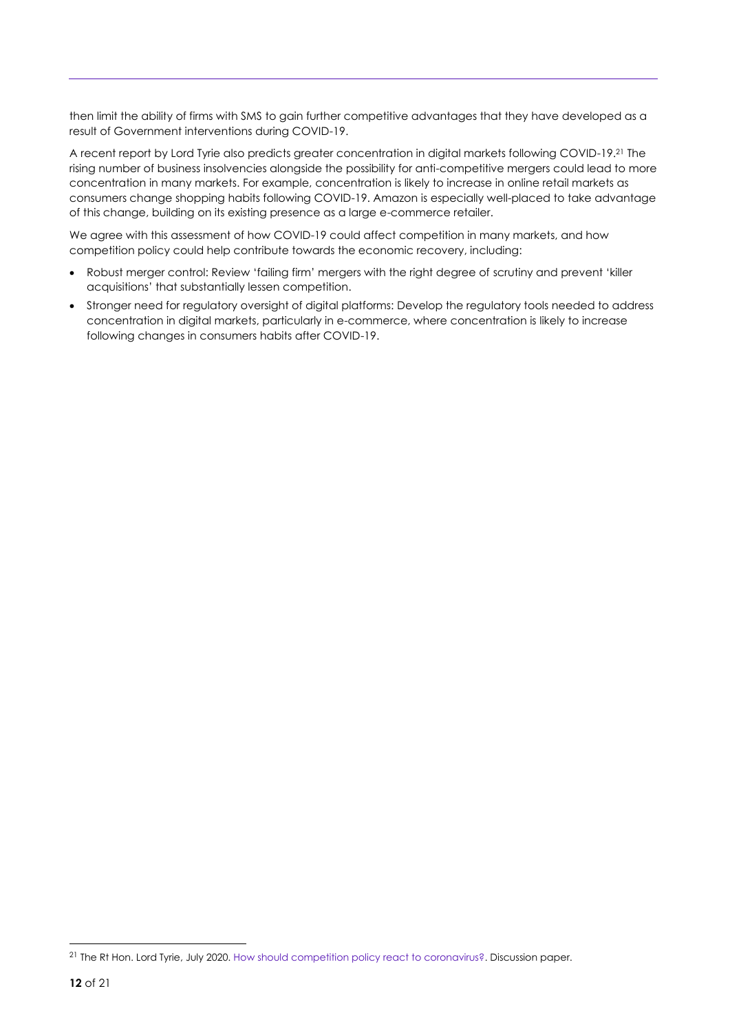then limit the ability of firms with SMS to gain further competitive advantages that they have developed as a result of Government interventions during COVID-19.

A recent report by Lord Tyrie also predicts greater concentration in digital markets following COVID-19.[21] The rising number of business insolvencies alongside the possibility for anti-competitive mergers could lead to more concentration in many markets. For example, concentration is likely to increase in online retail markets as consumers change shopping habits following COVID-19. Amazon is especially well-placed to take advantage of this change, building on its existing presence as a large e-commerce retailer.

We agree with this assessment of how COVID-19 could affect competition in many markets, and how competition policy could help contribute towards the economic recovery, including:

- Robust merger control: Review 'failing firm' mergers with the right degree of scrutiny and prevent 'killer acquisitions' that substantially lessen competition.
- Stronger need for regulatory oversight of digital platforms: Develop the regulatory tools needed to address concentration in digital markets, particularly in e-commerce, where concentration is likely to increase following changes in consumers habits after COVID-19.

[21] The Rt Hon. Lord Tyrie, July 2020. How should competition policy react to coronavirus?. Discussion paper.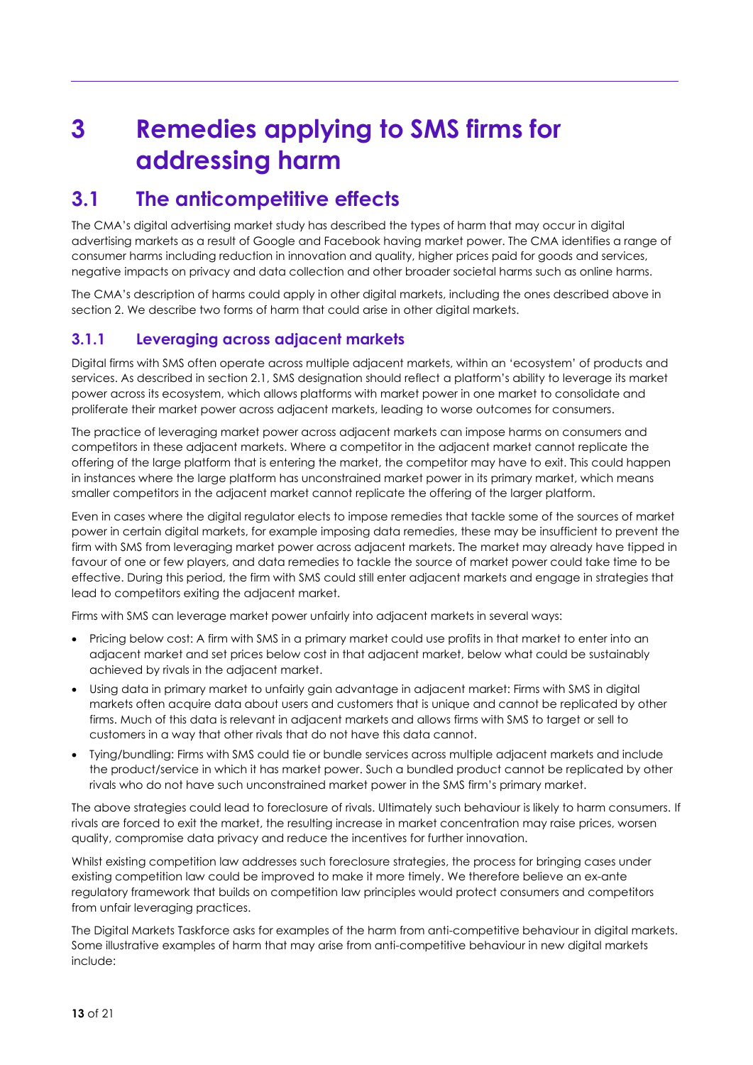# 3 Remedies applying to SMS firms for addressing harm

## 3.1 The anticompetitive effects

The CMA's digital advertising market study has described the types of harm that may occur in digital advertising markets as a result of Google and Facebook having market power. The CMA identifies a range of consumer harms including reduction in innovation and quality, higher prices paid for goods and services, negative impacts on privacy and data collection and other broader societal harms such as online harms.

The CMA's description of harms could apply in other digital markets, including the ones described above in section 2. We describe two forms of harm that could arise in other digital markets.

### 3.1.1 Leveraging across adjacent markets

Digital firms with SMS often operate across multiple adjacent markets, within an 'ecosystem' of products and services. As described in section 2.1, SMS designation should reflect a platform's ability to leverage its market power across its ecosystem, which allows platforms with market power in one market to consolidate and proliferate their market power across adjacent markets, leading to worse outcomes for consumers.

The practice of leveraging market power across adjacent markets can impose harms on consumers and competitors in these adjacent markets. Where a competitor in the adjacent market cannot replicate the offering of the large platform that is entering the market, the competitor may have to exit. This could happen in instances where the large platform has unconstrained market power in its primary market, which means smaller competitors in the adjacent market cannot replicate the offering of the larger platform.

Even in cases where the digital regulator elects to impose remedies that tackle some of the sources of market power in certain digital markets, for example imposing data remedies, these may be insufficient to prevent the firm with SMS from leveraging market power across adjacent markets. The market may already have tipped in favour of one or few players, and data remedies to tackle the source of market power could take time to be effective. During this period, the firm with SMS could still enter adjacent markets and engage in strategies that lead to competitors exiting the adjacent market.

Firms with SMS can leverage market power unfairly into adjacent markets in several ways:

- Pricing below cost: A firm with SMS in a primary market could use profits in that market to enter into an adjacent market and set prices below cost in that adjacent market, below what could be sustainably achieved by rivals in the adjacent market.
- Using data in primary market to unfairly gain advantage in adjacent market: Firms with SMS in digital markets often acquire data about users and customers that is unique and cannot be replicated by other firms. Much of this data is relevant in adjacent markets and allows firms with SMS to target or sell to customers in a way that other rivals that do not have this data cannot.
- Tying/bundling: Firms with SMS could tie or bundle services across multiple adjacent markets and include the product/service in which it has market power. Such a bundled product cannot be replicated by other rivals who do not have such unconstrained market power in the SMS firm's primary market.

The above strategies could lead to foreclosure of rivals. Ultimately such behaviour is likely to harm consumers. If rivals are forced to exit the market, the resulting increase in market concentration may raise prices, worsen quality, compromise data privacy and reduce the incentives for further innovation.

Whilst existing competition law addresses such foreclosure strategies, the process for bringing cases under existing competition law could be improved to make it more timely. We therefore believe an ex-ante regulatory framework that builds on competition law principles would protect consumers and competitors from unfair leveraging practices.

The Digital Markets Taskforce asks for examples of the harm from anti-competitive behaviour in digital markets. Some illustrative examples of harm that may arise from anti-competitive behaviour in new digital markets include: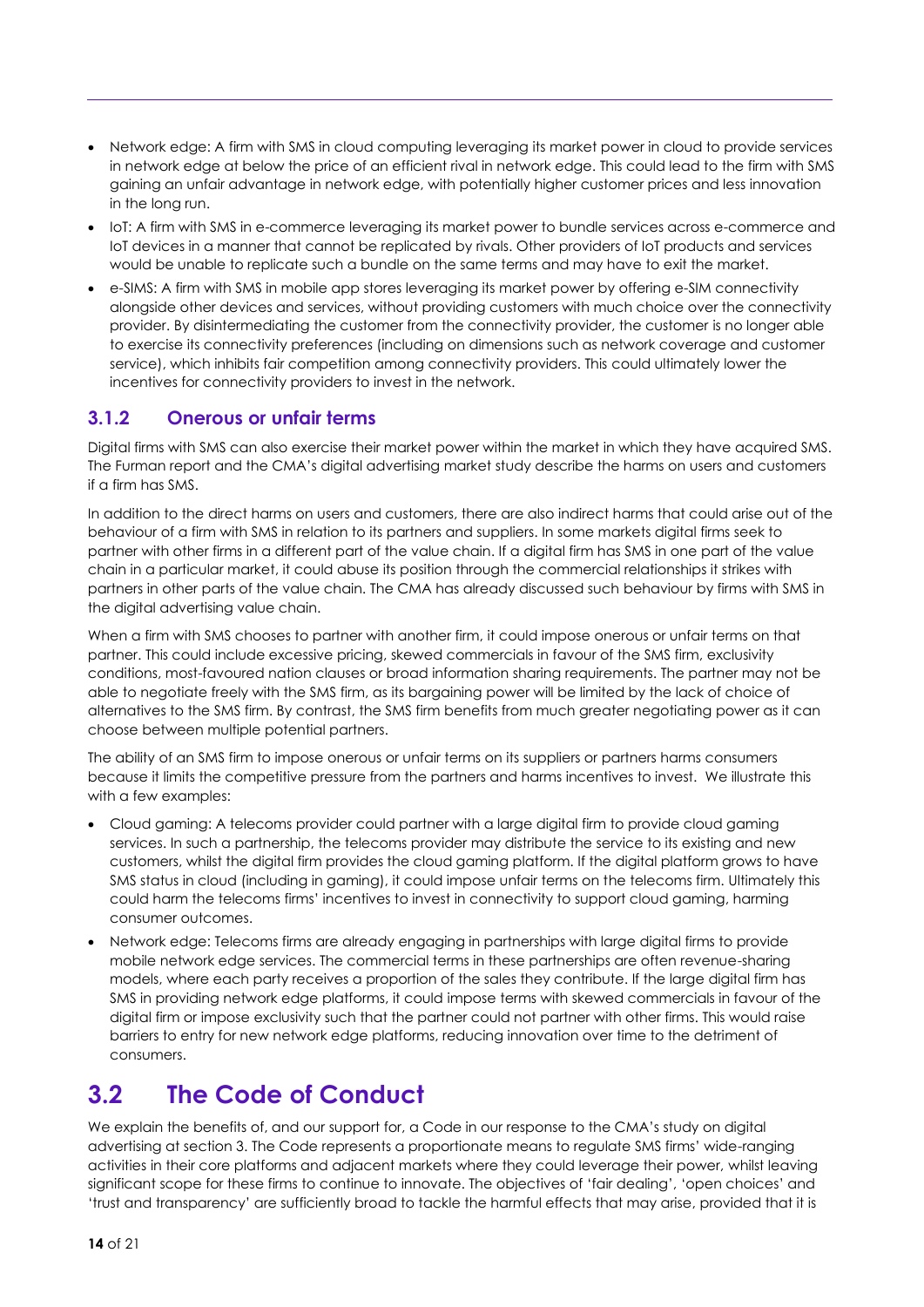- Network edge: A firm with SMS in cloud computing leveraging its market power in cloud to provide services in network edge at below the price of an efficient rival in network edge. This could lead to the firm with SMS gaining an unfair advantage in network edge, with potentially higher customer prices and less innovation in the long run.
- IoT: A firm with SMS in e-commerce leveraging its market power to bundle services across e-commerce and IoT devices in a manner that cannot be replicated by rivals. Other providers of IoT products and services would be unable to replicate such a bundle on the same terms and may have to exit the market.
- e-SIMS: A firm with SMS in mobile app stores leveraging its market power by offering e-SIM connectivity alongside other devices and services, without providing customers with much choice over the connectivity provider. By disintermediating the customer from the connectivity provider, the customer is no longer able to exercise its connectivity preferences (including on dimensions such as network coverage and customer service), which inhibits fair competition among connectivity providers. This could ultimately lower the incentives for connectivity providers to invest in the network.

### 3.1.2 Onerous or unfair terms

Digital firms with SMS can also exercise their market power within the market in which they have acquired SMS. The Furman report and the CMA's digital advertising market study describe the harms on users and customers if a firm has SMS.

In addition to the direct harms on users and customers, there are also indirect harms that could arise out of the behaviour of a firm with SMS in relation to its partners and suppliers. In some markets digital firms seek to partner with other firms in a different part of the value chain. If a digital firm has SMS in one part of the value chain in a particular market, it could abuse its position through the commercial relationships it strikes with partners in other parts of the value chain. The CMA has already discussed such behaviour by firms with SMS in the digital advertising value chain.

When a firm with SMS chooses to partner with another firm, it could impose onerous or unfair terms on that partner. This could include excessive pricing, skewed commercials in favour of the SMS firm, exclusivity conditions, most-favoured nation clauses or broad information sharing requirements. The partner may not be able to negotiate freely with the SMS firm, as its bargaining power will be limited by the lack of choice of alternatives to the SMS firm. By contrast, the SMS firm benefits from much greater negotiating power as it can choose between multiple potential partners.

The ability of an SMS firm to impose onerous or unfair terms on its suppliers or partners harms consumers because it limits the competitive pressure from the partners and harms incentives to invest. We illustrate this with a few examples:

- Cloud gaming: A telecoms provider could partner with a large digital firm to provide cloud gaming services. In such a partnership, the telecoms provider may distribute the service to its existing and new customers, whilst the digital firm provides the cloud gaming platform. If the digital platform grows to have SMS status in cloud (including in gaming), it could impose unfair terms on the telecoms firm. Ultimately this could harm the telecoms firms' incentives to invest in connectivity to support cloud gaming, harming consumer outcomes.
- Network edge: Telecoms firms are already engaging in partnerships with large digital firms to provide mobile network edge services. The commercial terms in these partnerships are often revenue-sharing models, where each party receives a proportion of the sales they contribute. If the large digital firm has SMS in providing network edge platforms, it could impose terms with skewed commercials in favour of the digital firm or impose exclusivity such that the partner could not partner with other firms. This would raise barriers to entry for new network edge platforms, reducing innovation over time to the detriment of consumers.

## 3.2 The Code of Conduct

We explain the benefits of, and our support for, a Code in our response to the CMA's study on digital advertising at section 3. The Code represents a proportionate means to regulate SMS firms' wide-ranging activities in their core platforms and adjacent markets where they could leverage their power, whilst leaving significant scope for these firms to continue to innovate. The objectives of 'fair dealing', 'open choices' and 'trust and transparency' are sufficiently broad to tackle the harmful effects that may arise, provided that it is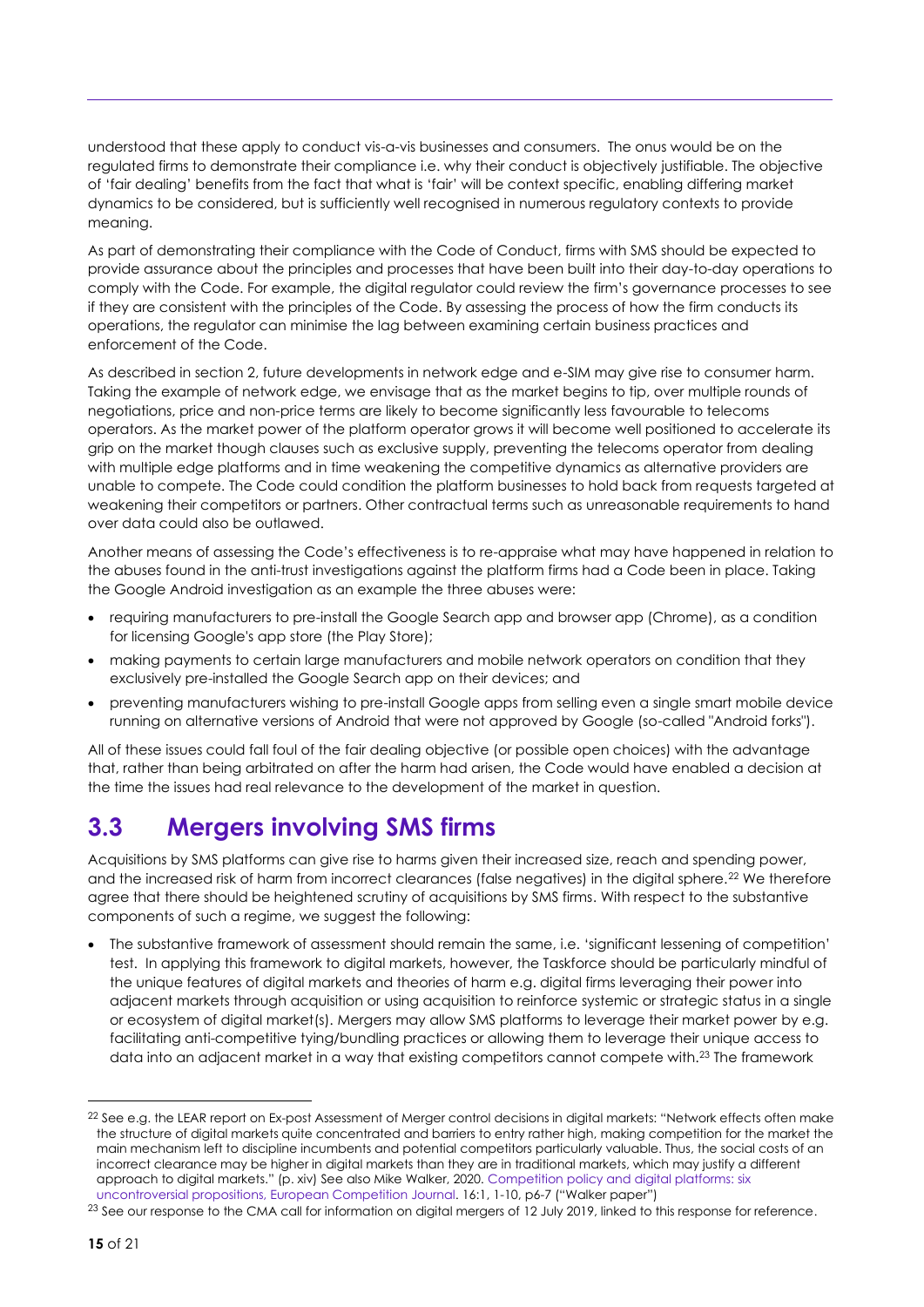understood that these apply to conduct vis-a-vis businesses and consumers. The onus would be on the regulated firms to demonstrate their compliance i.e. why their conduct is objectively justifiable. The objective of 'fair dealing' benefits from the fact that what is 'fair' will be context specific, enabling differing market dynamics to be considered, but is sufficiently well recognised in numerous regulatory contexts to provide meaning.

As part of demonstrating their compliance with the Code of Conduct, firms with SMS should be expected to provide assurance about the principles and processes that have been built into their day-to-day operations to comply with the Code. For example, the digital regulator could review the firm's governance processes to see if they are consistent with the principles of the Code. By assessing the process of how the firm conducts its operations, the regulator can minimise the lag between examining certain business practices and enforcement of the Code.

As described in section 2, future developments in network edge and e-SIM may give rise to consumer harm. Taking the example of network edge, we envisage that as the market begins to tip, over multiple rounds of negotiations, price and non-price terms are likely to become significantly less favourable to telecoms operators. As the market power of the platform operator grows it will become well positioned to accelerate its grip on the market though clauses such as exclusive supply, preventing the telecoms operator from dealing with multiple edge platforms and in time weakening the competitive dynamics as alternative providers are unable to compete. The Code could condition the platform businesses to hold back from requests targeted at weakening their competitors or partners. Other contractual terms such as unreasonable requirements to hand over data could also be outlawed.

Another means of assessing the Code's effectiveness is to re-appraise what may have happened in relation to the abuses found in the anti-trust investigations against the platform firms had a Code been in place. Taking the Google Android investigation as an example the three abuses were:

- requiring manufacturers to pre-install the Google Search app and browser app (Chrome), as a condition for licensing Google's app store (the Play Store);
- making payments to certain large manufacturers and mobile network operators on condition that they exclusively pre-installed the Google Search app on their devices; and
- preventing manufacturers wishing to pre-install Google apps from selling even a single smart mobile device running on alternative versions of Android that were not approved by Google (so-called "Android forks").

All of these issues could fall foul of the fair dealing objective (or possible open choices) with the advantage that, rather than being arbitrated on after the harm had arisen, the Code would have enabled a decision at the time the issues had real relevance to the development of the market in question.

## 3.3 Mergers involving SMS firms

Acquisitions by SMS platforms can give rise to harms given their increased size, reach and spending power, and the increased risk of harm from incorrect clearances (false negatives) in the digital sphere.[22] We therefore agree that there should be heightened scrutiny of acquisitions by SMS firms. With respect to the substantive components of such a regime, we suggest the following:

- The substantive framework of assessment should remain the same, i.e. 'significant lessening of competition' test. In applying this framework to digital markets, however, the Taskforce should be particularly mindful of the unique features of digital markets and theories of harm e.g. digital firms leveraging their power into adjacent markets through acquisition or using acquisition to reinforce systemic or strategic status in a single or ecosystem of digital market(s). Mergers may allow SMS platforms to leverage their market power by e.g. facilitating anti-competitive tying/bundling practices or allowing them to leverage their unique access to data into an adjacent market in a way that existing competitors cannot compete with.[23] The framework

[22] See e.g. the LEAR report on Ex-post Assessment of Merger control decisions in digital markets: "Network effects often make the structure of digital markets quite concentrated and barriers to entry rather high, making competition for the market the main mechanism left to discipline incumbents and potential competitors particularly valuable. Thus, the social costs of an incorrect clearance may be higher in digital markets than they are in traditional markets, which may justify a different approach to digital markets." (p. xiv) See also Mike Walker, 2020. Competition policy and digital platforms: six uncontroversial propositions, European Competition Journal. 16:1, 1-10, p6-7 ("Walker paper")

[23] See our response to the CMA call for information on digital mergers of 12 July 2019, linked to this response for reference.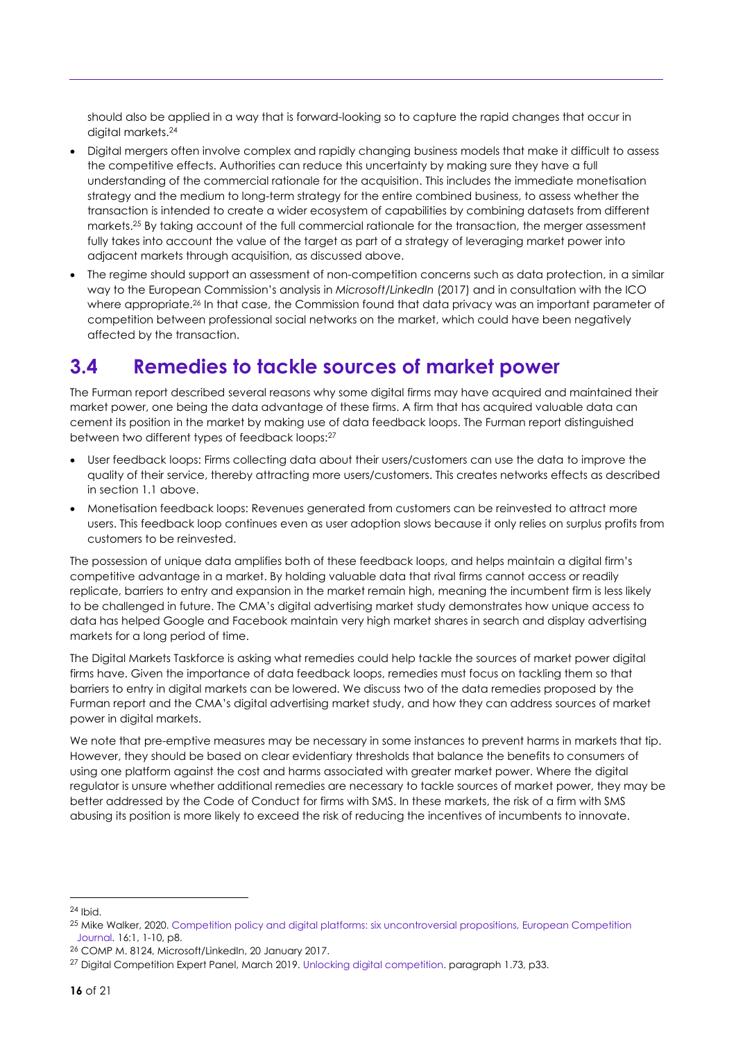should also be applied in a way that is forward-looking so to capture the rapid changes that occur in digital markets.[24]

- Digital mergers often involve complex and rapidly changing business models that make it difficult to assess the competitive effects. Authorities can reduce this uncertainty by making sure they have a full understanding of the commercial rationale for the acquisition. This includes the immediate monetisation strategy and the medium to long-term strategy for the entire combined business, to assess whether the transaction is intended to create a wider ecosystem of capabilities by combining datasets from different markets.[25] By taking account of the full commercial rationale for the transaction, the merger assessment fully takes into account the value of the target as part of a strategy of leveraging market power into adjacent markets through acquisition, as discussed above.
- The regime should support an assessment of non-competition concerns such as data protection, in a similar way to the European Commission's analysis in *Microsoft/LinkedIn* (2017) and in consultation with the ICO where appropriate.[26] In that case, the Commission found that data privacy was an important parameter of competition between professional social networks on the market, which could have been negatively affected by the transaction.

## 3.4 Remedies to tackle sources of market power

The Furman report described several reasons why some digital firms may have acquired and maintained their market power, one being the data advantage of these firms. A firm that has acquired valuable data can cement its position in the market by making use of data feedback loops. The Furman report distinguished between two different types of feedback loops:[27]

- User feedback loops: Firms collecting data about their users/customers can use the data to improve the quality of their service, thereby attracting more users/customers. This creates networks effects as described in section 1.1 above.
- Monetisation feedback loops: Revenues generated from customers can be reinvested to attract more users. This feedback loop continues even as user adoption slows because it only relies on surplus profits from customers to be reinvested.

The possession of unique data amplifies both of these feedback loops, and helps maintain a digital firm's competitive advantage in a market. By holding valuable data that rival firms cannot access or readily replicate, barriers to entry and expansion in the market remain high, meaning the incumbent firm is less likely to be challenged in future. The CMA's digital advertising market study demonstrates how unique access to data has helped Google and Facebook maintain very high market shares in search and display advertising markets for a long period of time.

The Digital Markets Taskforce is asking what remedies could help tackle the sources of market power digital firms have. Given the importance of data feedback loops, remedies must focus on tackling them so that barriers to entry in digital markets can be lowered. We discuss two of the data remedies proposed by the Furman report and the CMA's digital advertising market study, and how they can address sources of market power in digital markets.

We note that pre-emptive measures may be necessary in some instances to prevent harms in markets that tip. However, they should be based on clear evidentiary thresholds that balance the benefits to consumers of using one platform against the cost and harms associated with greater market power. Where the digital regulator is unsure whether additional remedies are necessary to tackle sources of market power, they may be better addressed by the Code of Conduct for firms with SMS. In these markets, the risk of a firm with SMS abusing its position is more likely to exceed the risk of reducing the incentives of incumbents to innovate.

---

[24] Ibid.

[25] Mike Walker, 2020. Competition policy and digital platforms: six uncontroversial propositions, European Competition Journal. 16:1, 1-10, p8.

[26] COMP M. 8124, Microsoft/LinkedIn, 20 January 2017.

[27] Digital Competition Expert Panel, March 2019. Unlocking digital competition. paragraph 1.73, p33.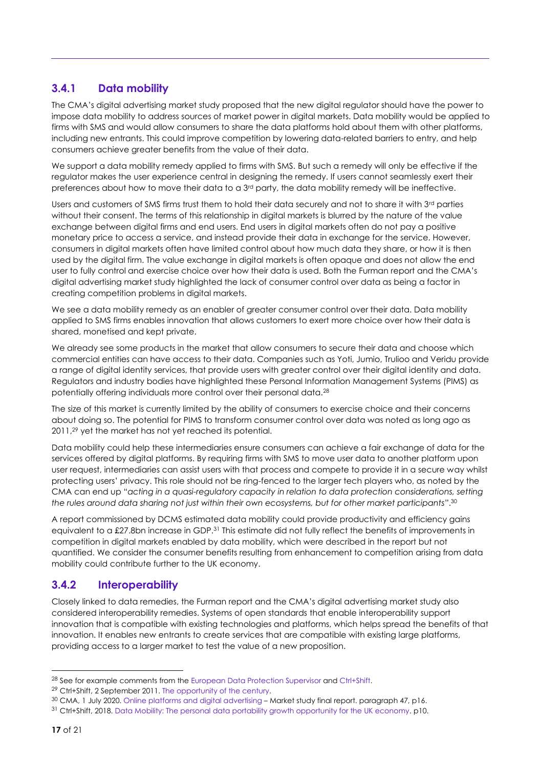### 3.4.1 Data mobility

The CMA's digital advertising market study proposed that the new digital regulator should have the power to impose data mobility to address sources of market power in digital markets. Data mobility would be applied to firms with SMS and would allow consumers to share the data platforms hold about them with other platforms, including new entrants. This could improve competition by lowering data-related barriers to entry, and help consumers achieve greater benefits from the value of their data.

We support a data mobility remedy applied to firms with SMS. But such a remedy will only be effective if the regulator makes the user experience central in designing the remedy. If users cannot seamlessly exert their preferences about how to move their data to a 3rd party, the data mobility remedy will be ineffective.

Users and customers of SMS firms trust them to hold their data securely and not to share it with 3rd parties without their consent. The terms of this relationship in digital markets is blurred by the nature of the value exchange between digital firms and end users. End users in digital markets often do not pay a positive monetary price to access a service, and instead provide their data in exchange for the service. However, consumers in digital markets often have limited control about how much data they share, or how it is then used by the digital firm. The value exchange in digital markets is often opaque and does not allow the end user to fully control and exercise choice over how their data is used. Both the Furman report and the CMA's digital advertising market study highlighted the lack of consumer control over data as being a factor in creating competition problems in digital markets.

We see a data mobility remedy as an enabler of greater consumer control over their data. Data mobility applied to SMS firms enables innovation that allows customers to exert more choice over how their data is shared, monetised and kept private.

We already see some products in the market that allow consumers to secure their data and choose which commercial entities can have access to their data. Companies such as Yoti, Jumio, Trulioo and Veridu provide a range of digital identity services, that provide users with greater control over their digital identity and data. Regulators and industry bodies have highlighted these Personal Information Management Systems (PIMS) as potentially offering individuals more control over their personal data.[28]

The size of this market is currently limited by the ability of consumers to exercise choice and their concerns about doing so. The potential for PIMS to transform consumer control over data was noted as long ago as 2011,[29] yet the market has not yet reached its potential.

Data mobility could help these intermediaries ensure consumers can achieve a fair exchange of data for the services offered by digital platforms. By requiring firms with SMS to move user data to another platform upon user request, intermediaries can assist users with that process and compete to provide it in a secure way whilst protecting users' privacy. This role should not be ring-fenced to the larger tech players who, as noted by the CMA can end up "*acting in a quasi-regulatory capacity in relation to data protection considerations, setting the rules around data sharing not just within their own ecosystems, but for other market participants*".[30]

A report commissioned by DCMS estimated data mobility could provide productivity and efficiency gains equivalent to a £27.8bn increase in GDP.[31] This estimate did not fully reflect the benefits of improvements in competition in digital markets enabled by data mobility, which were described in the report but not quantified. We consider the consumer benefits resulting from enhancement to competition arising from data mobility could contribute further to the UK economy.

### 3.4.2 Interoperability

Closely linked to data remedies, the Furman report and the CMA's digital advertising market study also considered interoperability remedies. Systems of open standards that enable interoperability support innovation that is compatible with existing technologies and platforms, which helps spread the benefits of that innovation. It enables new entrants to create services that are compatible with existing large platforms, providing access to a larger market to test the value of a new proposition.

---

[28] See for example comments from the European Data Protection Supervisor and Ctrl+Shift.

[29] Ctrl+Shift, 2 September 2011. The opportunity of the century.

[30] CMA, 1 July 2020. Online platforms and digital advertising – Market study final report. paragraph 47, p16.

[31] Ctrl+Shift, 2018. Data Mobility: The personal data portability growth opportunity for the UK economy. p10.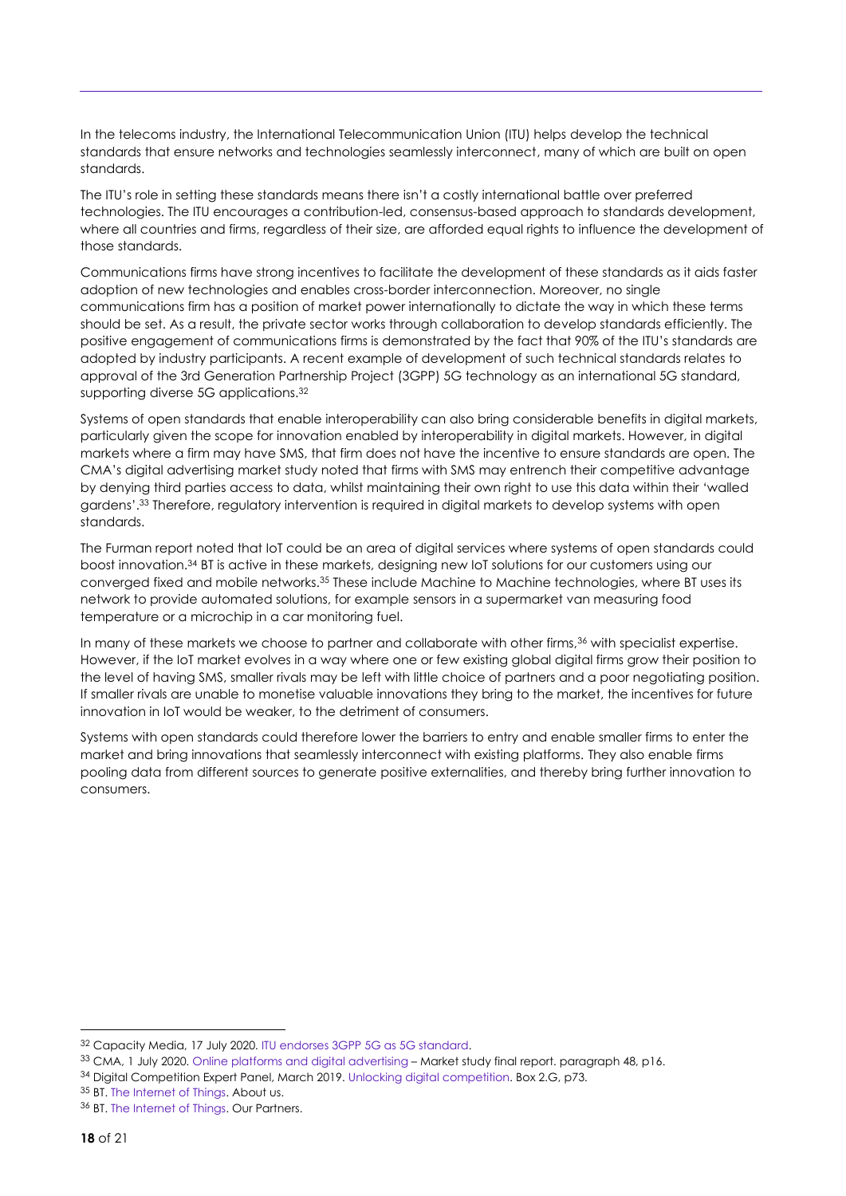In the telecoms industry, the International Telecommunication Union (ITU) helps develop the technical standards that ensure networks and technologies seamlessly interconnect, many of which are built on open standards.

The ITU's role in setting these standards means there isn't a costly international battle over preferred technologies. The ITU encourages a contribution-led, consensus-based approach to standards development, where all countries and firms, regardless of their size, are afforded equal rights to influence the development of those standards.

Communications firms have strong incentives to facilitate the development of these standards as it aids faster adoption of new technologies and enables cross-border interconnection. Moreover, no single communications firm has a position of market power internationally to dictate the way in which these terms should be set. As a result, the private sector works through collaboration to develop standards efficiently. The positive engagement of communications firms is demonstrated by the fact that 90% of the ITU's standards are adopted by industry participants. A recent example of development of such technical standards relates to approval of the 3rd Generation Partnership Project (3GPP) 5G technology as an international 5G standard, supporting diverse 5G applications.[32]

Systems of open standards that enable interoperability can also bring considerable benefits in digital markets, particularly given the scope for innovation enabled by interoperability in digital markets. However, in digital markets where a firm may have SMS, that firm does not have the incentive to ensure standards are open. The CMA's digital advertising market study noted that firms with SMS may entrench their competitive advantage by denying third parties access to data, whilst maintaining their own right to use this data within their 'walled gardens'.[33] Therefore, regulatory intervention is required in digital markets to develop systems with open standards.

The Furman report noted that IoT could be an area of digital services where systems of open standards could boost innovation.[34] BT is active in these markets, designing new IoT solutions for our customers using our converged fixed and mobile networks.[35] These include Machine to Machine technologies, where BT uses its network to provide automated solutions, for example sensors in a supermarket van measuring food temperature or a microchip in a car monitoring fuel.

In many of these markets we choose to partner and collaborate with other firms,[36] with specialist expertise. However, if the IoT market evolves in a way where one or few existing global digital firms grow their position to the level of having SMS, smaller rivals may be left with little choice of partners and a poor negotiating position. If smaller rivals are unable to monetise valuable innovations they bring to the market, the incentives for future innovation in IoT would be weaker, to the detriment of consumers.

Systems with open standards could therefore lower the barriers to entry and enable smaller firms to enter the market and bring innovations that seamlessly interconnect with existing platforms. They also enable firms pooling data from different sources to generate positive externalities, and thereby bring further innovation to consumers.

---

[32] Capacity Media, 17 July 2020. ITU endorses 3GPP 5G as 5G standard.

[33] CMA, 1 July 2020. Online platforms and digital advertising – Market study final report. paragraph 48, p16.

[34] Digital Competition Expert Panel, March 2019. Unlocking digital competition. Box 2.G, p73.

[35] BT. The Internet of Things. About us.

[36] BT. The Internet of Things. Our Partners.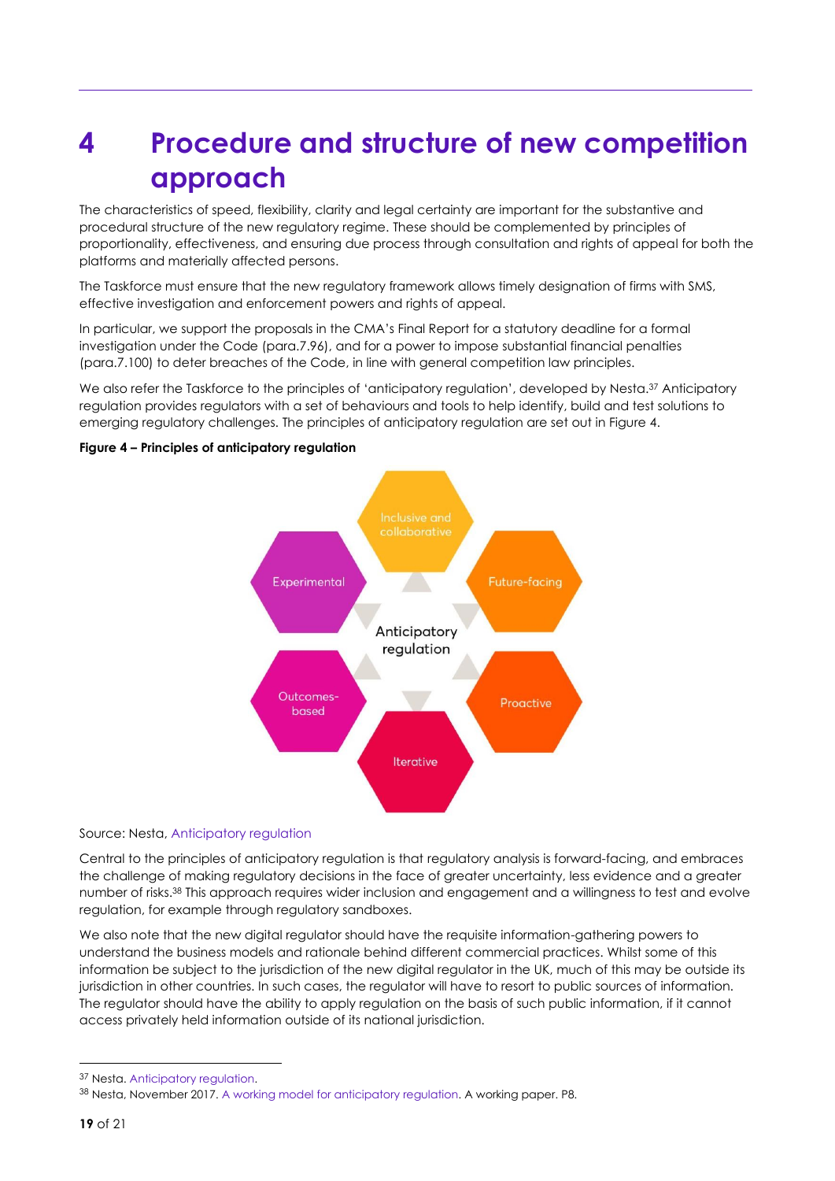# 4 Procedure and structure of new competition approach

The characteristics of speed, flexibility, clarity and legal certainty are important for the substantive and procedural structure of the new regulatory regime. These should be complemented by principles of proportionality, effectiveness, and ensuring due process through consultation and rights of appeal for both the platforms and materially affected persons.

The Taskforce must ensure that the new regulatory framework allows timely designation of firms with SMS, effective investigation and enforcement powers and rights of appeal.

In particular, we support the proposals in the CMA's Final Report for a statutory deadline for a formal investigation under the Code (para.7.96), and for a power to impose substantial financial penalties (para.7.100) to deter breaches of the Code, in line with general competition law principles.

We also refer the Taskforce to the principles of 'anticipatory regulation', developed by Nesta.[37] Anticipatory regulation provides regulators with a set of behaviours and tools to help identify, build and test solutions to emerging regulatory challenges. The principles of anticipatory regulation are set out in Figure 4.

**Figure 4 – Principles of anticipatory regulation**

Anticipatory regulation: Inclusive and collaborative; Future-facing; Proactive; Iterative; Outcomes-based; Experimental

Source: Nesta, Anticipatory regulation

Central to the principles of anticipatory regulation is that regulatory analysis is forward-facing, and embraces the challenge of making regulatory decisions in the face of greater uncertainty, less evidence and a greater number of risks.[38] This approach requires wider inclusion and engagement and a willingness to test and evolve regulation, for example through regulatory sandboxes.

We also note that the new digital regulator should have the requisite information-gathering powers to understand the business models and rationale behind different commercial practices. Whilst some of this information be subject to the jurisdiction of the new digital regulator in the UK, much of this may be outside its jurisdiction in other countries. In such cases, the regulator will have to resort to public sources of information. The regulator should have the ability to apply regulation on the basis of such public information, if it cannot access privately held information outside of its national jurisdiction.

---

[37] Nesta. Anticipatory regulation.

[38] Nesta, November 2017. A working model for anticipatory regulation. A working paper. P8.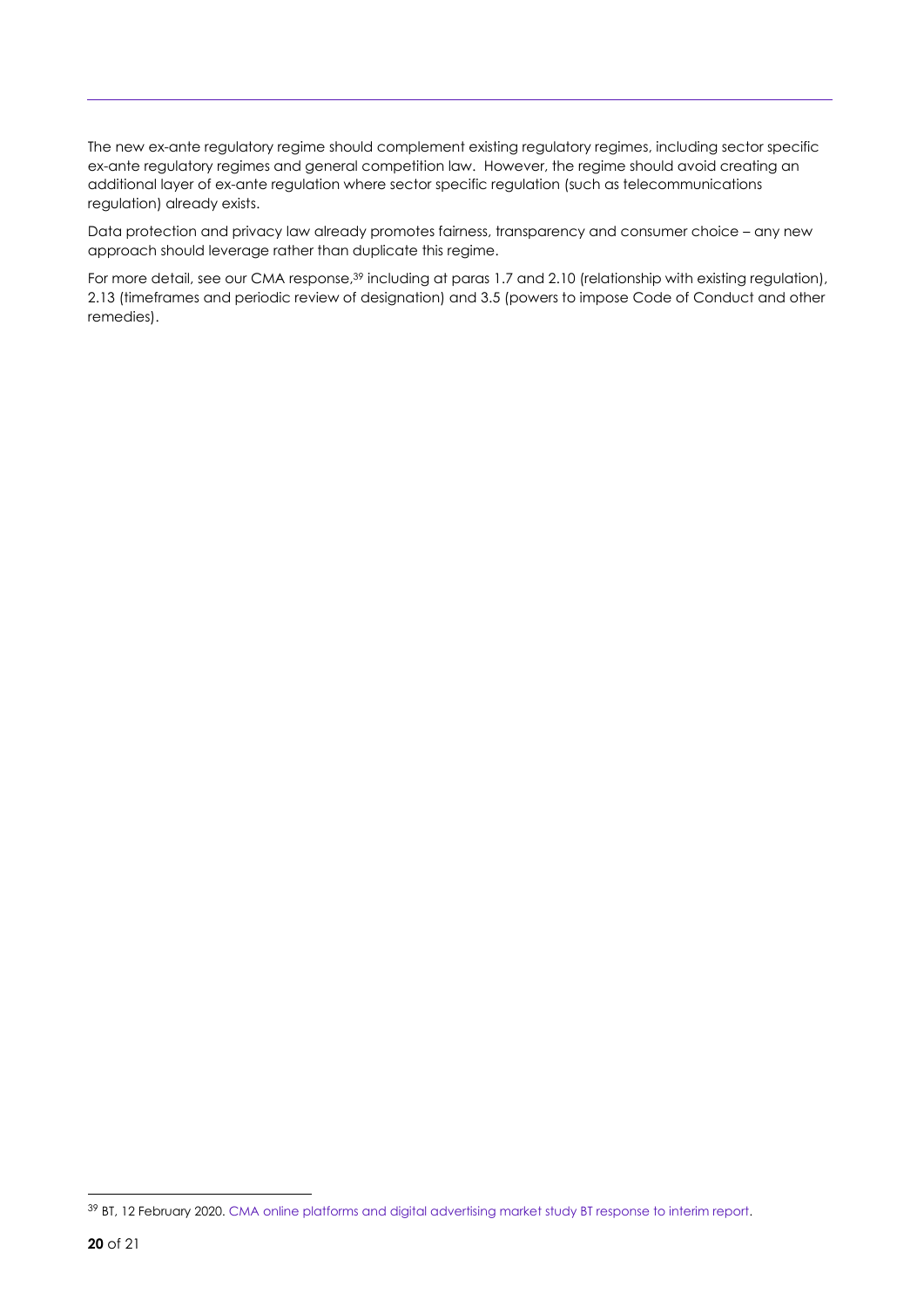The new ex-ante regulatory regime should complement existing regulatory regimes, including sector specific ex-ante regulatory regimes and general competition law. However, the regime should avoid creating an additional layer of ex-ante regulation where sector specific regulation (such as telecommunications regulation) already exists.

Data protection and privacy law already promotes fairness, transparency and consumer choice – any new approach should leverage rather than duplicate this regime.

For more detail, see our CMA response,[39] including at paras 1.7 and 2.10 (relationship with existing regulation), 2.13 (timeframes and periodic review of designation) and 3.5 (powers to impose Code of Conduct and other remedies).

[39] BT, 12 February 2020. CMA online platforms and digital advertising market study BT response to interim report.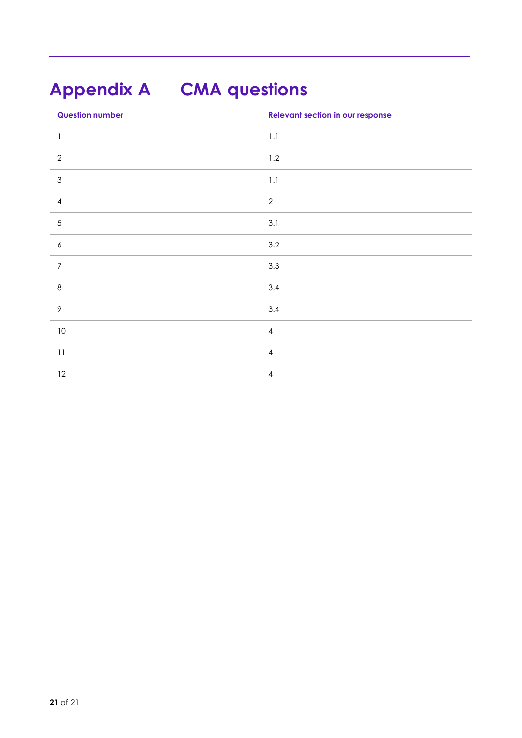# Appendix A CMA questions

| Question number | Relevant section in our response |
|---|---|
| 1 | 1.1 |
| 2 | 1.2 |
| 3 | 1.1 |
| 4 | 2 |
| 5 | 3.1 |
| 6 | 3.2 |
| 7 | 3.3 |
| 8 | 3.4 |
| 9 | 3.4 |
| 10 | 4 |
| 11 | 4 |
| 12 | 4 |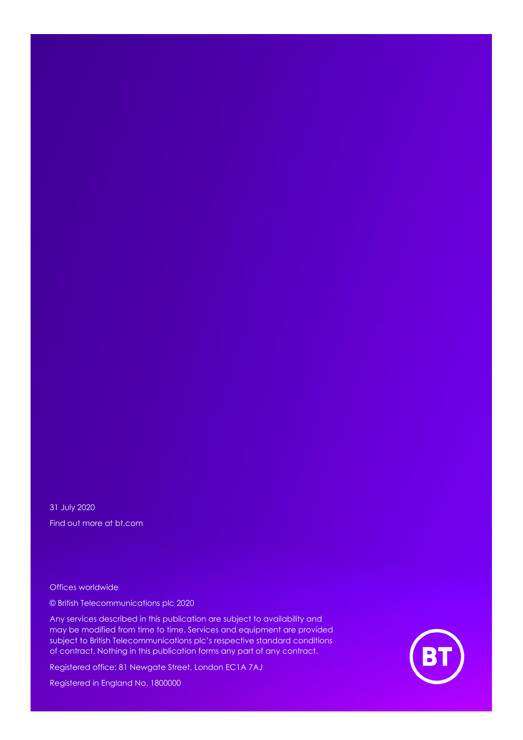31 July 2020

Find out more at bt.com

Offices worldwide

© British Telecommunications plc 2020

Any services described in this publication are subject to availability and may be modified from time to time. Services and equipment are provided subject to British Telecommunications plc's respective standard conditions of contract. Nothing in this publication forms any part of any contract.

Registered office: 81 Newgate Street, London EC1A 7AJ

Registered in England No. 1800000